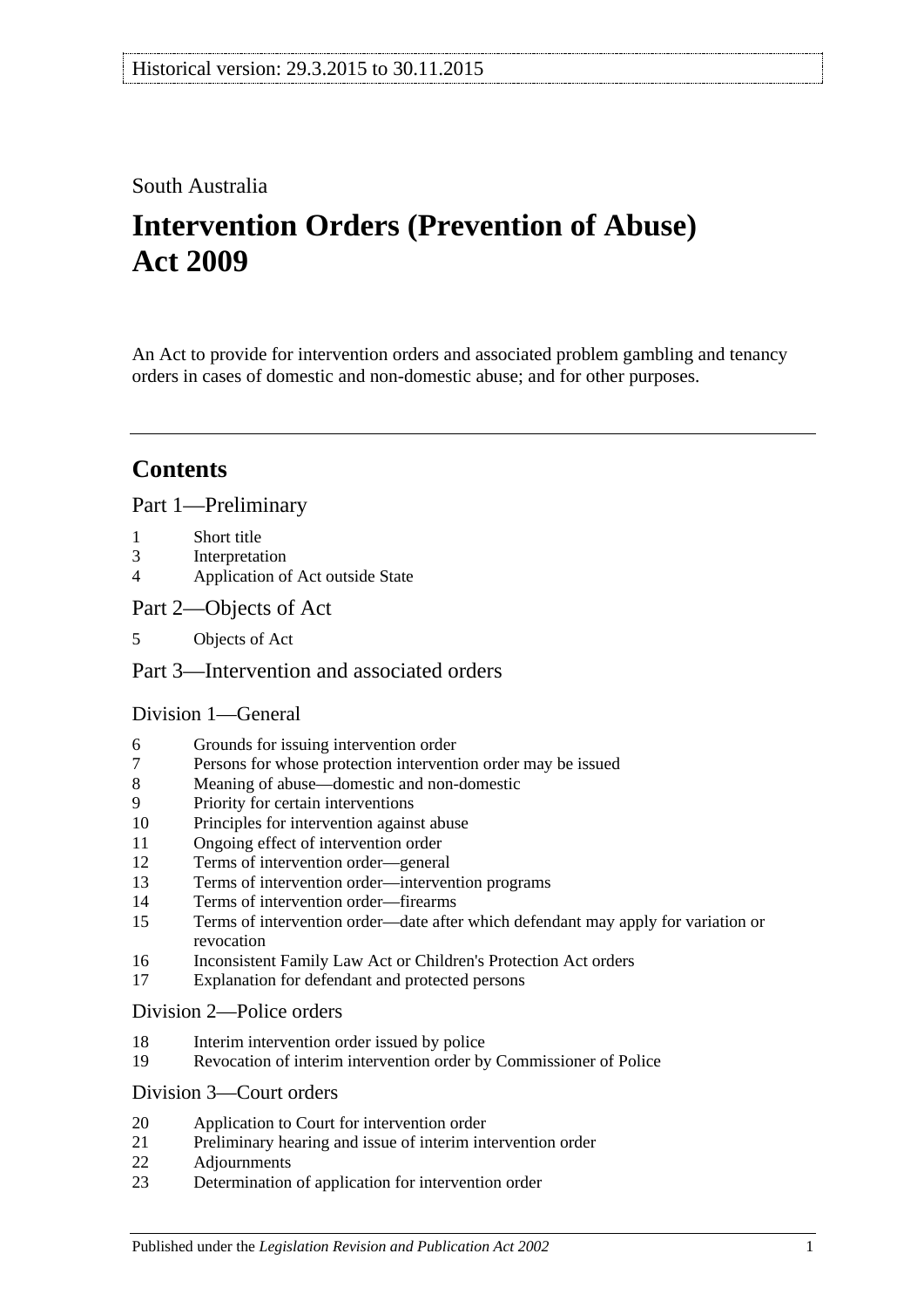Historical version: 29.3.2015 to 30.11.2015

South Australia

# Intervention Orders (Prevention of Abuse) Act 2009

An Act to provide for intervention orders and associated problem gambling and tenancy orders in cases of domestic and non-domestic abuse; and for other purposes.

## Contents

### Part 1—Preliminary

1 Short title
3 Interpretation
4 Application of Act outside State

### Part 2—Objects of Act

5 Objects of Act

### Part 3—Intervention and associated orders

#### Division 1—General

6 Grounds for issuing intervention order
7 Persons for whose protection intervention order may be issued
8 Meaning of abuse—domestic and non-domestic
9 Priority for certain interventions
10 Principles for intervention against abuse
11 Ongoing effect of intervention order
12 Terms of intervention order—general
13 Terms of intervention order—intervention programs
14 Terms of intervention order—firearms
15 Terms of intervention order—date after which defendant may apply for variation or revocation
16 Inconsistent Family Law Act or Children's Protection Act orders
17 Explanation for defendant and protected persons

#### Division 2—Police orders

18 Interim intervention order issued by police
19 Revocation of interim intervention order by Commissioner of Police

#### Division 3—Court orders

20 Application to Court for intervention order
21 Preliminary hearing and issue of interim intervention order
22 Adjournments
23 Determination of application for intervention order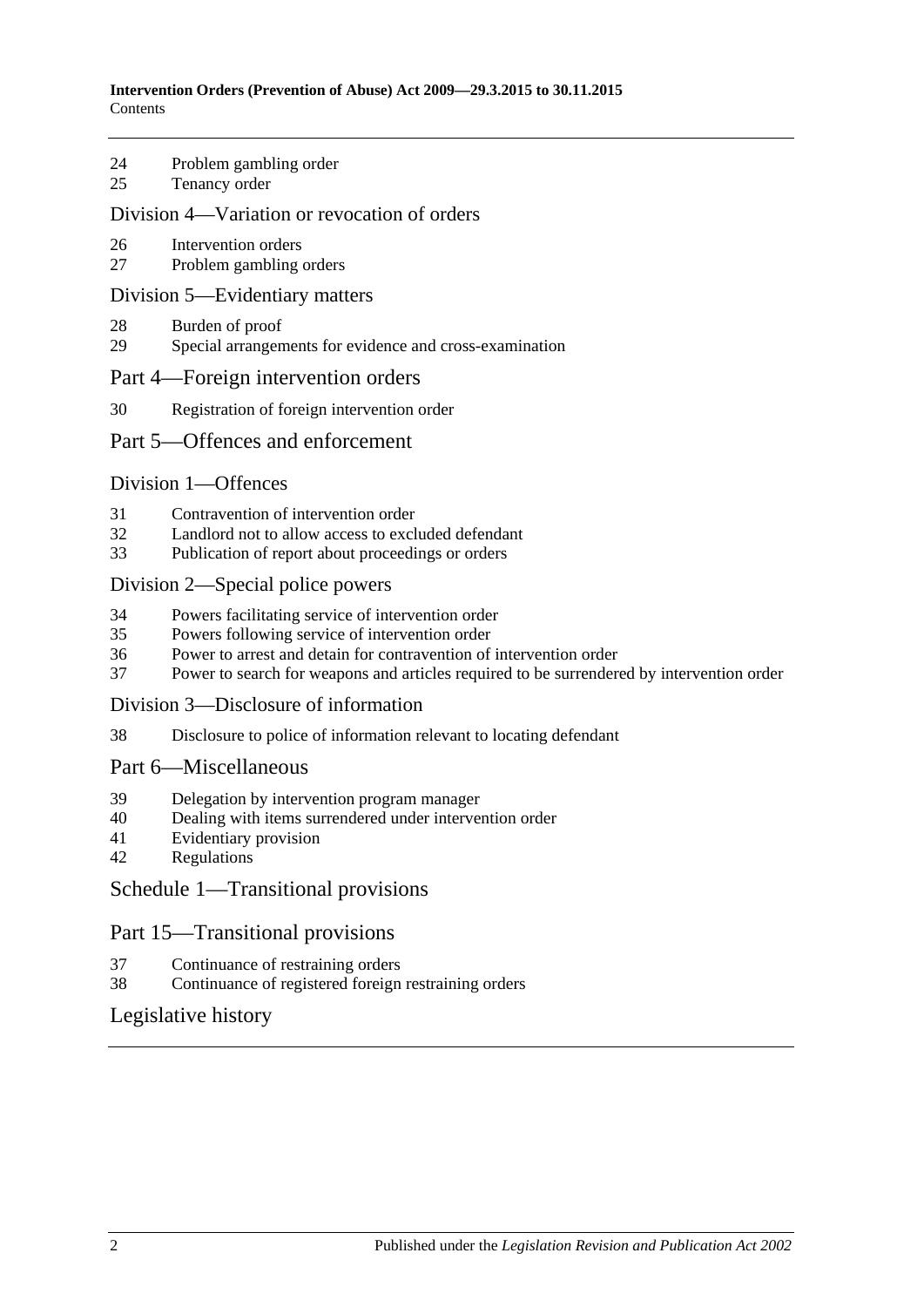24 Problem gambling order
25 Tenancy order

## Division 4—Variation or revocation of orders

26 Intervention orders
27 Problem gambling orders

## Division 5—Evidentiary matters

28 Burden of proof
29 Special arrangements for evidence and cross-examination

## Part 4—Foreign intervention orders

30 Registration of foreign intervention order

## Part 5—Offences and enforcement

## Division 1—Offences

31 Contravention of intervention order
32 Landlord not to allow access to excluded defendant
33 Publication of report about proceedings or orders

## Division 2—Special police powers

34 Powers facilitating service of intervention order
35 Powers following service of intervention order
36 Power to arrest and detain for contravention of intervention order
37 Power to search for weapons and articles required to be surrendered by intervention order

## Division 3—Disclosure of information

38 Disclosure to police of information relevant to locating defendant

## Part 6—Miscellaneous

39 Delegation by intervention program manager
40 Dealing with items surrendered under intervention order
41 Evidentiary provision
42 Regulations

## Schedule 1—Transitional provisions

## Part 15—Transitional provisions

37 Continuance of restraining orders
38 Continuance of registered foreign restraining orders

## Legislative history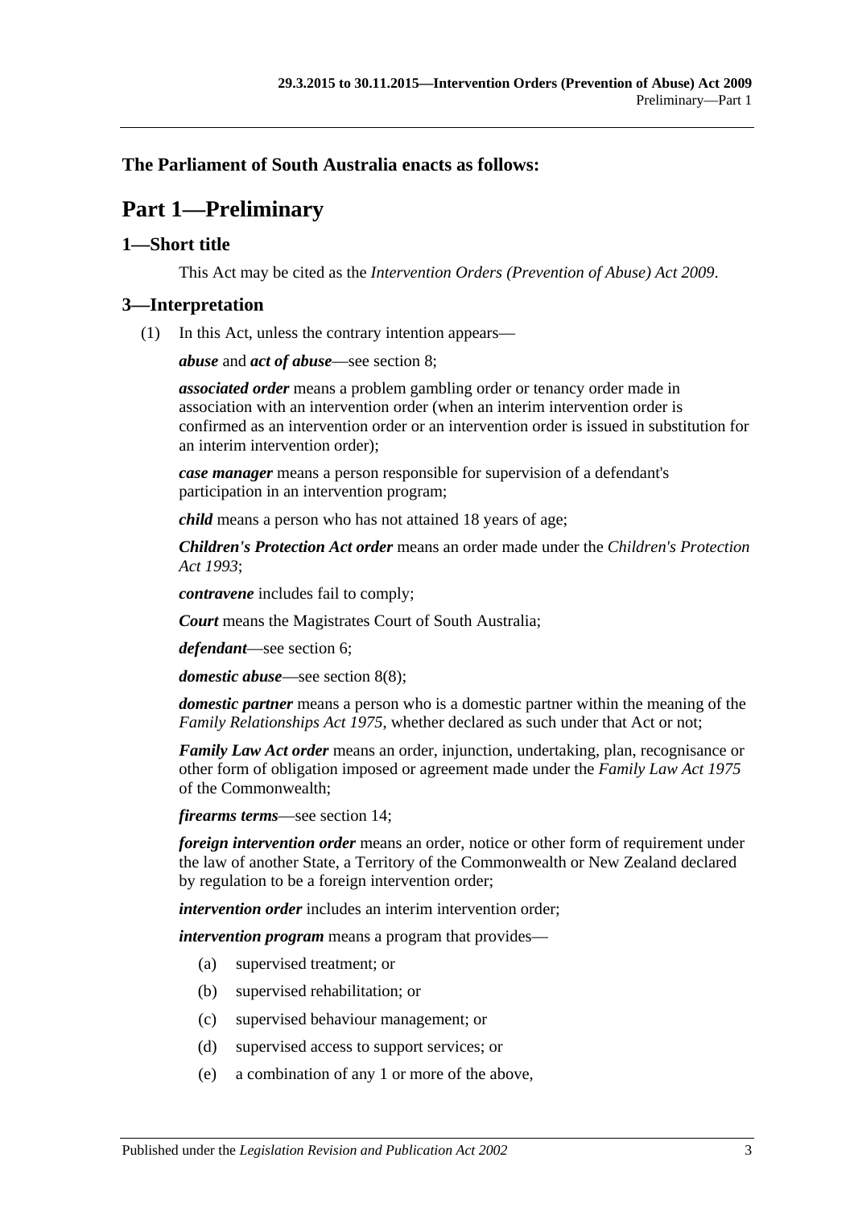**The Parliament of South Australia enacts as follows:**

# Part 1—Preliminary

## 1—Short title

This Act may be cited as the *Intervention Orders (Prevention of Abuse) Act 2009*.

## 3—Interpretation

(1) In this Act, unless the contrary intention appears—

***abuse*** and ***act of abuse***—see section 8;

***associated order*** means a problem gambling order or tenancy order made in association with an intervention order (when an interim intervention order is confirmed as an intervention order or an intervention order is issued in substitution for an interim intervention order);

***case manager*** means a person responsible for supervision of a defendant's participation in an intervention program;

***child*** means a person who has not attained 18 years of age;

***Children's Protection Act order*** means an order made under the *Children's Protection Act 1993*;

***contravene*** includes fail to comply;

***Court*** means the Magistrates Court of South Australia;

***defendant***—see section 6;

***domestic abuse***—see section 8(8);

***domestic partner*** means a person who is a domestic partner within the meaning of the *Family Relationships Act 1975*, whether declared as such under that Act or not;

***Family Law Act order*** means an order, injunction, undertaking, plan, recognisance or other form of obligation imposed or agreement made under the *Family Law Act 1975* of the Commonwealth;

***firearms terms***—see section 14;

***foreign intervention order*** means an order, notice or other form of requirement under the law of another State, a Territory of the Commonwealth or New Zealand declared by regulation to be a foreign intervention order;

***intervention order*** includes an interim intervention order;

***intervention program*** means a program that provides—

(a) supervised treatment; or

(b) supervised rehabilitation; or

(c) supervised behaviour management; or

(d) supervised access to support services; or

(e) a combination of any 1 or more of the above,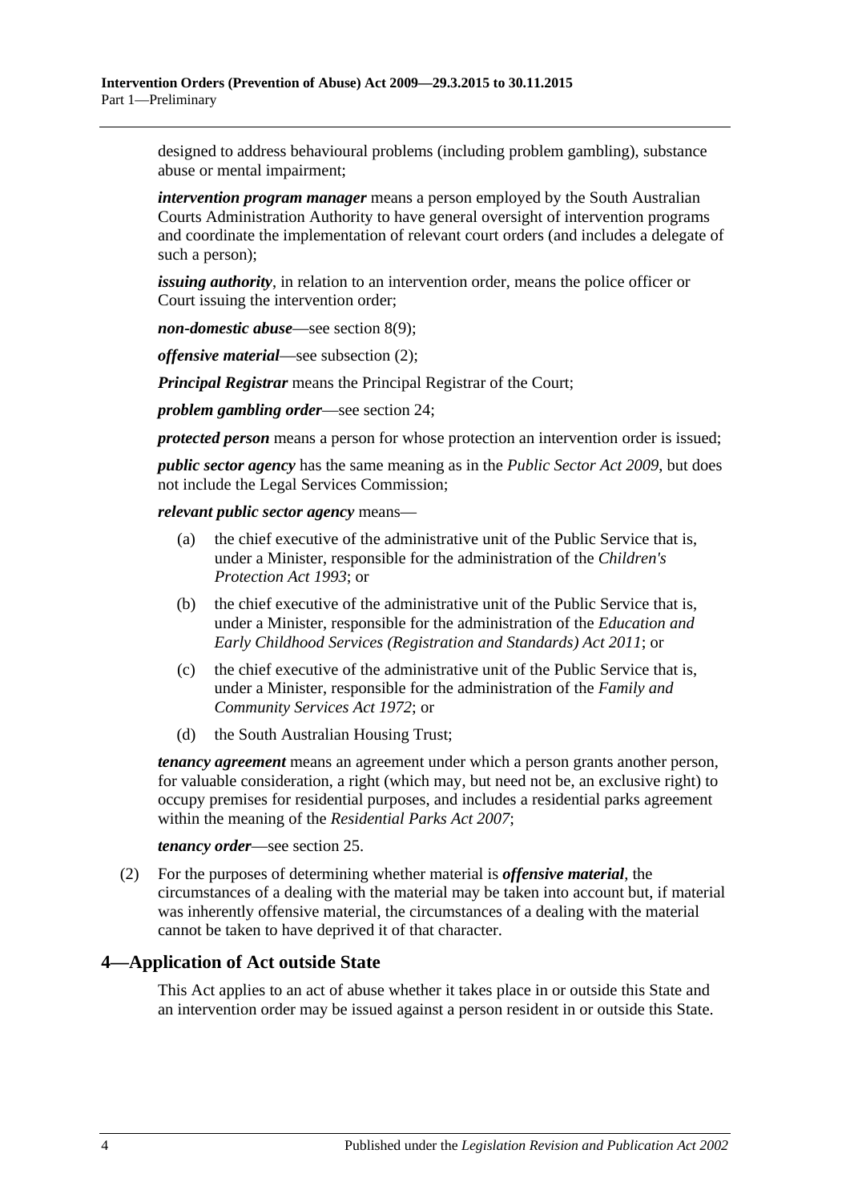designed to address behavioural problems (including problem gambling), substance abuse or mental impairment;

***intervention program manager*** means a person employed by the South Australian Courts Administration Authority to have general oversight of intervention programs and coordinate the implementation of relevant court orders (and includes a delegate of such a person);

***issuing authority***, in relation to an intervention order, means the police officer or Court issuing the intervention order;

***non-domestic abuse***—see section 8(9);

***offensive material***—see subsection (2);

***Principal Registrar*** means the Principal Registrar of the Court;

***problem gambling order***—see section 24;

***protected person*** means a person for whose protection an intervention order is issued;

***public sector agency*** has the same meaning as in the *Public Sector Act 2009*, but does not include the Legal Services Commission;

***relevant public sector agency*** means—

(a) the chief executive of the administrative unit of the Public Service that is, under a Minister, responsible for the administration of the *Children's Protection Act 1993*; or

(b) the chief executive of the administrative unit of the Public Service that is, under a Minister, responsible for the administration of the *Education and Early Childhood Services (Registration and Standards) Act 2011*; or

(c) the chief executive of the administrative unit of the Public Service that is, under a Minister, responsible for the administration of the *Family and Community Services Act 1972*; or

(d) the South Australian Housing Trust;

***tenancy agreement*** means an agreement under which a person grants another person, for valuable consideration, a right (which may, but need not be, an exclusive right) to occupy premises for residential purposes, and includes a residential parks agreement within the meaning of the *Residential Parks Act 2007*;

***tenancy order***—see section 25.

(2) For the purposes of determining whether material is ***offensive material***, the circumstances of a dealing with the material may be taken into account but, if material was inherently offensive material, the circumstances of a dealing with the material cannot be taken to have deprived it of that character.

## 4—Application of Act outside State

This Act applies to an act of abuse whether it takes place in or outside this State and an intervention order may be issued against a person resident in or outside this State.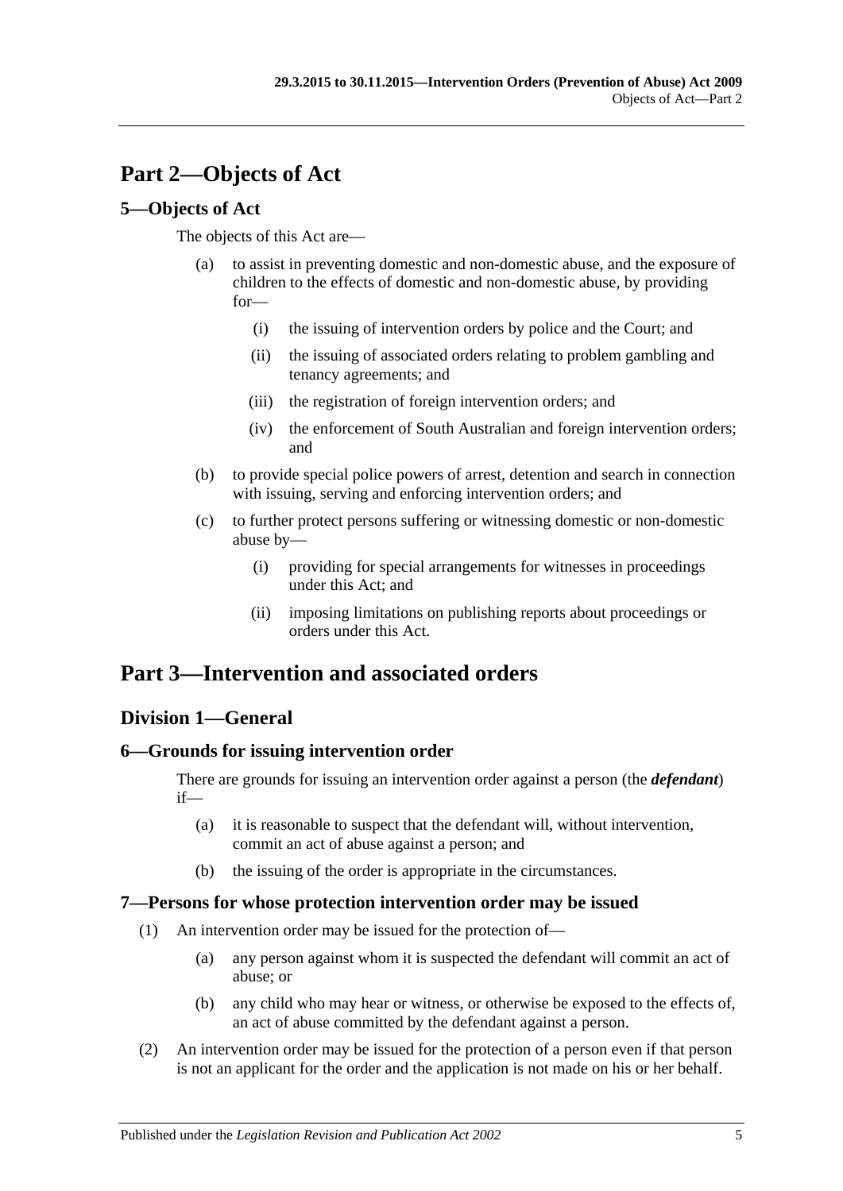# Part 2—Objects of Act

## 5—Objects of Act

The objects of this Act are—

- (a) to assist in preventing domestic and non-domestic abuse, and the exposure of children to the effects of domestic and non-domestic abuse, by providing for—
  - (i) the issuing of intervention orders by police and the Court; and
  - (ii) the issuing of associated orders relating to problem gambling and tenancy agreements; and
  - (iii) the registration of foreign intervention orders; and
  - (iv) the enforcement of South Australian and foreign intervention orders; and
- (b) to provide special police powers of arrest, detention and search in connection with issuing, serving and enforcing intervention orders; and
- (c) to further protect persons suffering or witnessing domestic or non-domestic abuse by—
  - (i) providing for special arrangements for witnesses in proceedings under this Act; and
  - (ii) imposing limitations on publishing reports about proceedings or orders under this Act.

# Part 3—Intervention and associated orders

## Division 1—General

### 6—Grounds for issuing intervention order

There are grounds for issuing an intervention order against a person (the ***defendant***) if—

- (a) it is reasonable to suspect that the defendant will, without intervention, commit an act of abuse against a person; and
- (b) the issuing of the order is appropriate in the circumstances.

### 7—Persons for whose protection intervention order may be issued

(1) An intervention order may be issued for the protection of—

- (a) any person against whom it is suspected the defendant will commit an act of abuse; or
- (b) any child who may hear or witness, or otherwise be exposed to the effects of, an act of abuse committed by the defendant against a person.

(2) An intervention order may be issued for the protection of a person even if that person is not an applicant for the order and the application is not made on his or her behalf.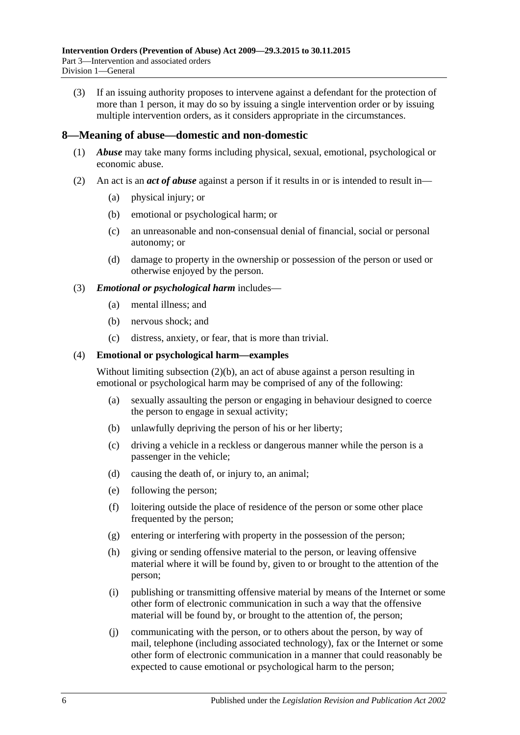(3) If an issuing authority proposes to intervene against a defendant for the protection of more than 1 person, it may do so by issuing a single intervention order or by issuing multiple intervention orders, as it considers appropriate in the circumstances.

## 8—Meaning of abuse—domestic and non-domestic

(1) ***Abuse*** may take many forms including physical, sexual, emotional, psychological or economic abuse.

(2) An act is an ***act of abuse*** against a person if it results in or is intended to result in—

(a) physical injury; or

(b) emotional or psychological harm; or

(c) an unreasonable and non-consensual denial of financial, social or personal autonomy; or

(d) damage to property in the ownership or possession of the person or used or otherwise enjoyed by the person.

(3) ***Emotional or psychological harm*** includes—

(a) mental illness; and

(b) nervous shock; and

(c) distress, anxiety, or fear, that is more than trivial.

(4) **Emotional or psychological harm—examples**

Without limiting subsection (2)(b), an act of abuse against a person resulting in emotional or psychological harm may be comprised of any of the following:

(a) sexually assaulting the person or engaging in behaviour designed to coerce the person to engage in sexual activity;

(b) unlawfully depriving the person of his or her liberty;

(c) driving a vehicle in a reckless or dangerous manner while the person is a passenger in the vehicle;

(d) causing the death of, or injury to, an animal;

(e) following the person;

(f) loitering outside the place of residence of the person or some other place frequented by the person;

(g) entering or interfering with property in the possession of the person;

(h) giving or sending offensive material to the person, or leaving offensive material where it will be found by, given to or brought to the attention of the person;

(i) publishing or transmitting offensive material by means of the Internet or some other form of electronic communication in such a way that the offensive material will be found by, or brought to the attention of, the person;

(j) communicating with the person, or to others about the person, by way of mail, telephone (including associated technology), fax or the Internet or some other form of electronic communication in a manner that could reasonably be expected to cause emotional or psychological harm to the person;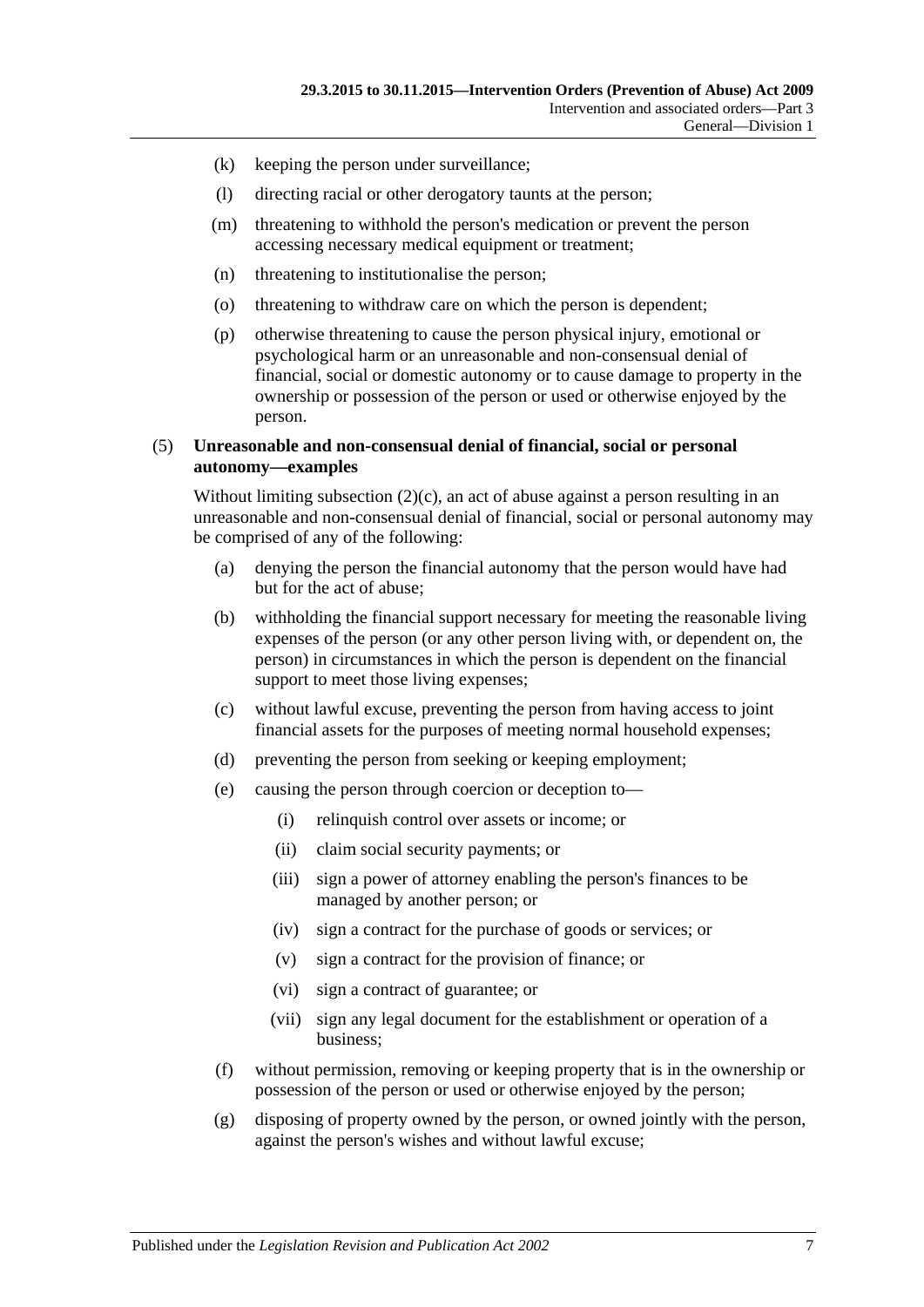(k) keeping the person under surveillance;

(l) directing racial or other derogatory taunts at the person;

(m) threatening to withhold the person's medication or prevent the person accessing necessary medical equipment or treatment;

(n) threatening to institutionalise the person;

(o) threatening to withdraw care on which the person is dependent;

(p) otherwise threatening to cause the person physical injury, emotional or psychological harm or an unreasonable and non-consensual denial of financial, social or domestic autonomy or to cause damage to property in the ownership or possession of the person or used or otherwise enjoyed by the person.

(5) **Unreasonable and non-consensual denial of financial, social or personal autonomy—examples**

Without limiting subsection (2)(c), an act of abuse against a person resulting in an unreasonable and non-consensual denial of financial, social or personal autonomy may be comprised of any of the following:

(a) denying the person the financial autonomy that the person would have had but for the act of abuse;

(b) withholding the financial support necessary for meeting the reasonable living expenses of the person (or any other person living with, or dependent on, the person) in circumstances in which the person is dependent on the financial support to meet those living expenses;

(c) without lawful excuse, preventing the person from having access to joint financial assets for the purposes of meeting normal household expenses;

(d) preventing the person from seeking or keeping employment;

(e) causing the person through coercion or deception to—

(i) relinquish control over assets or income; or

(ii) claim social security payments; or

(iii) sign a power of attorney enabling the person's finances to be managed by another person; or

(iv) sign a contract for the purchase of goods or services; or

(v) sign a contract for the provision of finance; or

(vi) sign a contract of guarantee; or

(vii) sign any legal document for the establishment or operation of a business;

(f) without permission, removing or keeping property that is in the ownership or possession of the person or used or otherwise enjoyed by the person;

(g) disposing of property owned by the person, or owned jointly with the person, against the person's wishes and without lawful excuse;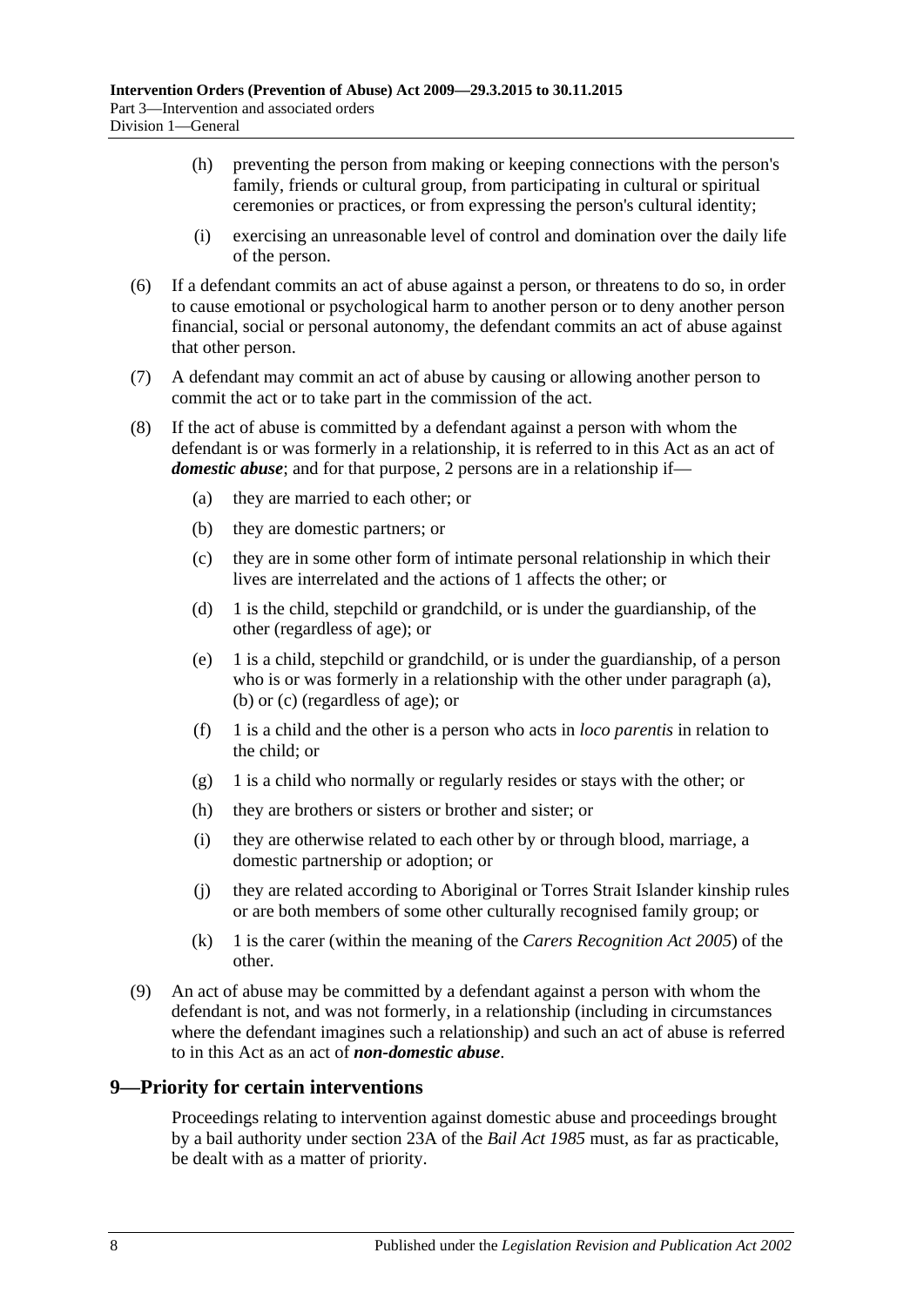(h) preventing the person from making or keeping connections with the person's family, friends or cultural group, from participating in cultural or spiritual ceremonies or practices, or from expressing the person's cultural identity;

(i) exercising an unreasonable level of control and domination over the daily life of the person.

(6) If a defendant commits an act of abuse against a person, or threatens to do so, in order to cause emotional or psychological harm to another person or to deny another person financial, social or personal autonomy, the defendant commits an act of abuse against that other person.

(7) A defendant may commit an act of abuse by causing or allowing another person to commit the act or to take part in the commission of the act.

(8) If the act of abuse is committed by a defendant against a person with whom the defendant is or was formerly in a relationship, it is referred to in this Act as an act of ***domestic abuse***; and for that purpose, 2 persons are in a relationship if—

(a) they are married to each other; or

(b) they are domestic partners; or

(c) they are in some other form of intimate personal relationship in which their lives are interrelated and the actions of 1 affects the other; or

(d) 1 is the child, stepchild or grandchild, or is under the guardianship, of the other (regardless of age); or

(e) 1 is a child, stepchild or grandchild, or is under the guardianship, of a person who is or was formerly in a relationship with the other under paragraph (a), (b) or (c) (regardless of age); or

(f) 1 is a child and the other is a person who acts in *loco parentis* in relation to the child; or

(g) 1 is a child who normally or regularly resides or stays with the other; or

(h) they are brothers or sisters or brother and sister; or

(i) they are otherwise related to each other by or through blood, marriage, a domestic partnership or adoption; or

(j) they are related according to Aboriginal or Torres Strait Islander kinship rules or are both members of some other culturally recognised family group; or

(k) 1 is the carer (within the meaning of the *Carers Recognition Act 2005*) of the other.

(9) An act of abuse may be committed by a defendant against a person with whom the defendant is not, and was not formerly, in a relationship (including in circumstances where the defendant imagines such a relationship) and such an act of abuse is referred to in this Act as an act of ***non-domestic abuse***.

## 9—Priority for certain interventions

Proceedings relating to intervention against domestic abuse and proceedings brought by a bail authority under section 23A of the *Bail Act 1985* must, as far as practicable, be dealt with as a matter of priority.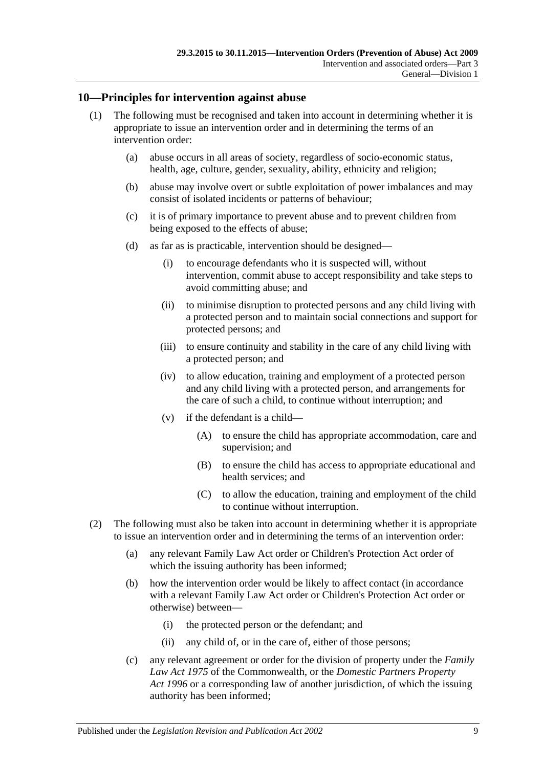## 10—Principles for intervention against abuse

(1) The following must be recognised and taken into account in determining whether it is appropriate to issue an intervention order and in determining the terms of an intervention order:

(a) abuse occurs in all areas of society, regardless of socio-economic status, health, age, culture, gender, sexuality, ability, ethnicity and religion;

(b) abuse may involve overt or subtle exploitation of power imbalances and may consist of isolated incidents or patterns of behaviour;

(c) it is of primary importance to prevent abuse and to prevent children from being exposed to the effects of abuse;

(d) as far as is practicable, intervention should be designed—

(i) to encourage defendants who it is suspected will, without intervention, commit abuse to accept responsibility and take steps to avoid committing abuse; and

(ii) to minimise disruption to protected persons and any child living with a protected person and to maintain social connections and support for protected persons; and

(iii) to ensure continuity and stability in the care of any child living with a protected person; and

(iv) to allow education, training and employment of a protected person and any child living with a protected person, and arrangements for the care of such a child, to continue without interruption; and

(v) if the defendant is a child—

(A) to ensure the child has appropriate accommodation, care and supervision; and

(B) to ensure the child has access to appropriate educational and health services; and

(C) to allow the education, training and employment of the child to continue without interruption.

(2) The following must also be taken into account in determining whether it is appropriate to issue an intervention order and in determining the terms of an intervention order:

(a) any relevant Family Law Act order or Children's Protection Act order of which the issuing authority has been informed;

(b) how the intervention order would be likely to affect contact (in accordance with a relevant Family Law Act order or Children's Protection Act order or otherwise) between—

(i) the protected person or the defendant; and

(ii) any child of, or in the care of, either of those persons;

(c) any relevant agreement or order for the division of property under the *Family Law Act 1975* of the Commonwealth, or the *Domestic Partners Property Act 1996* or a corresponding law of another jurisdiction, of which the issuing authority has been informed;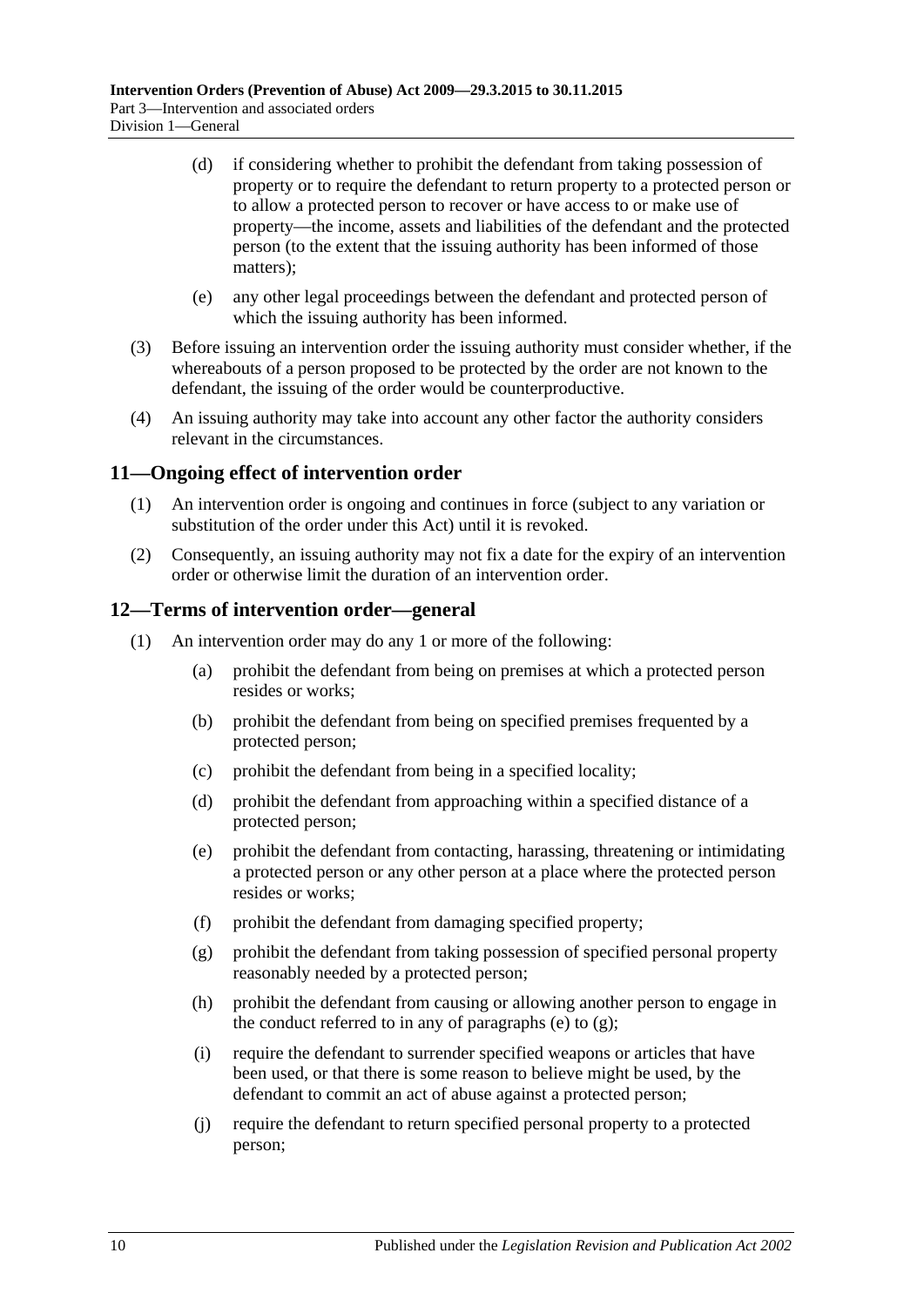(d) if considering whether to prohibit the defendant from taking possession of property or to require the defendant to return property to a protected person or to allow a protected person to recover or have access to or make use of property—the income, assets and liabilities of the defendant and the protected person (to the extent that the issuing authority has been informed of those matters);

(e) any other legal proceedings between the defendant and protected person of which the issuing authority has been informed.

(3) Before issuing an intervention order the issuing authority must consider whether, if the whereabouts of a person proposed to be protected by the order are not known to the defendant, the issuing of the order would be counterproductive.

(4) An issuing authority may take into account any other factor the authority considers relevant in the circumstances.

## 11—Ongoing effect of intervention order

(1) An intervention order is ongoing and continues in force (subject to any variation or substitution of the order under this Act) until it is revoked.

(2) Consequently, an issuing authority may not fix a date for the expiry of an intervention order or otherwise limit the duration of an intervention order.

## 12—Terms of intervention order—general

(1) An intervention order may do any 1 or more of the following:

(a) prohibit the defendant from being on premises at which a protected person resides or works;

(b) prohibit the defendant from being on specified premises frequented by a protected person;

(c) prohibit the defendant from being in a specified locality;

(d) prohibit the defendant from approaching within a specified distance of a protected person;

(e) prohibit the defendant from contacting, harassing, threatening or intimidating a protected person or any other person at a place where the protected person resides or works;

(f) prohibit the defendant from damaging specified property;

(g) prohibit the defendant from taking possession of specified personal property reasonably needed by a protected person;

(h) prohibit the defendant from causing or allowing another person to engage in the conduct referred to in any of paragraphs (e) to (g);

(i) require the defendant to surrender specified weapons or articles that have been used, or that there is some reason to believe might be used, by the defendant to commit an act of abuse against a protected person;

(j) require the defendant to return specified personal property to a protected person;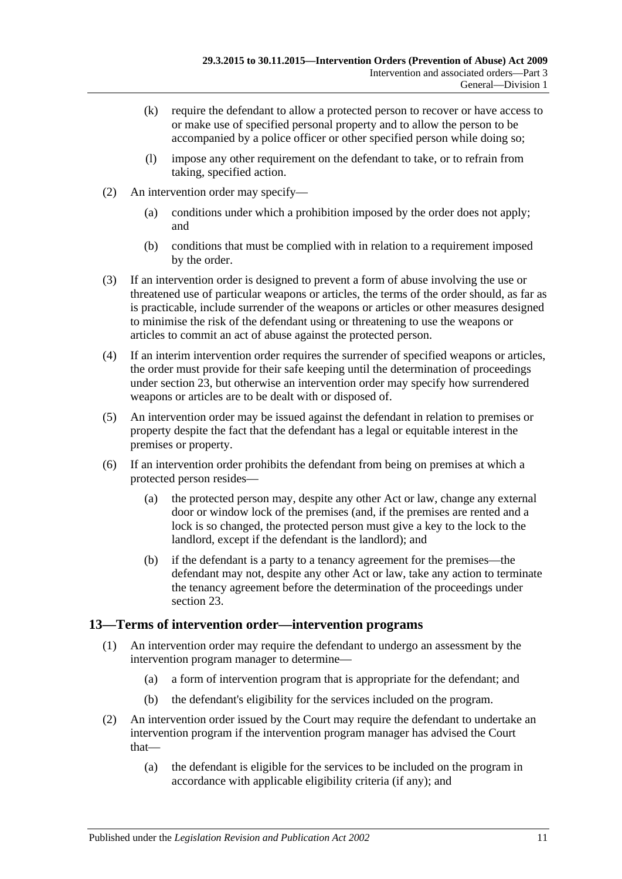(k) require the defendant to allow a protected person to recover or have access to or make use of specified personal property and to allow the person to be accompanied by a police officer or other specified person while doing so;

(l) impose any other requirement on the defendant to take, or to refrain from taking, specified action.

(2) An intervention order may specify—

(a) conditions under which a prohibition imposed by the order does not apply; and

(b) conditions that must be complied with in relation to a requirement imposed by the order.

(3) If an intervention order is designed to prevent a form of abuse involving the use or threatened use of particular weapons or articles, the terms of the order should, as far as is practicable, include surrender of the weapons or articles or other measures designed to minimise the risk of the defendant using or threatening to use the weapons or articles to commit an act of abuse against the protected person.

(4) If an interim intervention order requires the surrender of specified weapons or articles, the order must provide for their safe keeping until the determination of proceedings under section 23, but otherwise an intervention order may specify how surrendered weapons or articles are to be dealt with or disposed of.

(5) An intervention order may be issued against the defendant in relation to premises or property despite the fact that the defendant has a legal or equitable interest in the premises or property.

(6) If an intervention order prohibits the defendant from being on premises at which a protected person resides—

(a) the protected person may, despite any other Act or law, change any external door or window lock of the premises (and, if the premises are rented and a lock is so changed, the protected person must give a key to the lock to the landlord, except if the defendant is the landlord); and

(b) if the defendant is a party to a tenancy agreement for the premises—the defendant may not, despite any other Act or law, take any action to terminate the tenancy agreement before the determination of the proceedings under section 23.

## 13—Terms of intervention order—intervention programs

(1) An intervention order may require the defendant to undergo an assessment by the intervention program manager to determine—

(a) a form of intervention program that is appropriate for the defendant; and

(b) the defendant's eligibility for the services included on the program.

(2) An intervention order issued by the Court may require the defendant to undertake an intervention program if the intervention program manager has advised the Court that—

(a) the defendant is eligible for the services to be included on the program in accordance with applicable eligibility criteria (if any); and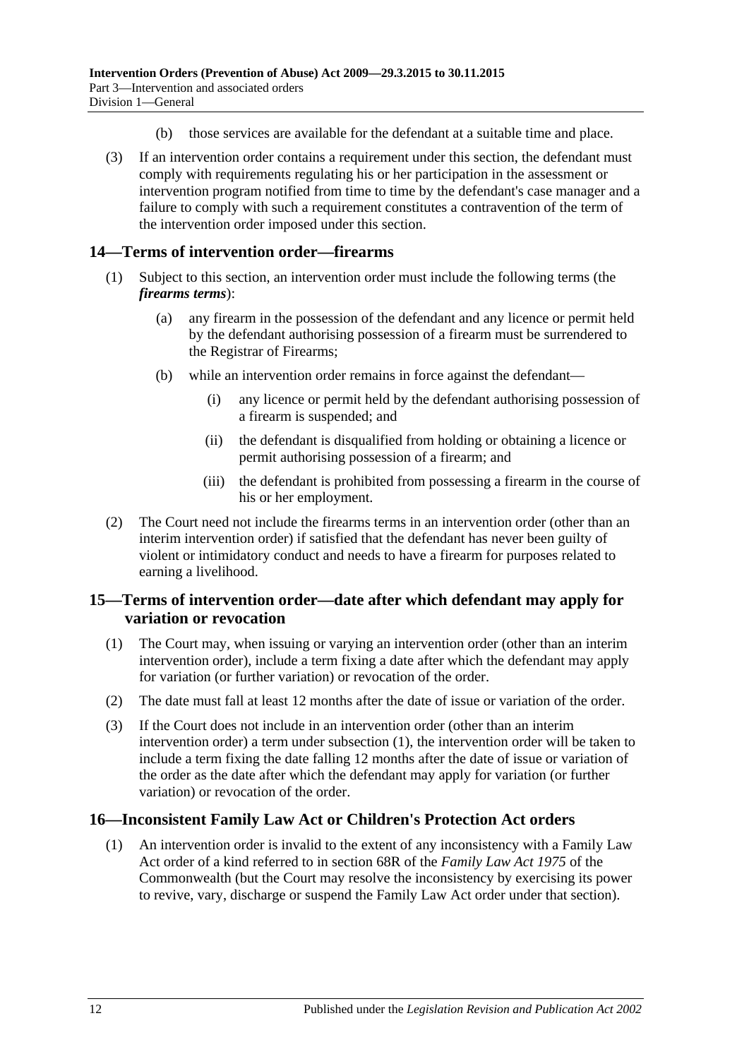(b) those services are available for the defendant at a suitable time and place.

(3) If an intervention order contains a requirement under this section, the defendant must comply with requirements regulating his or her participation in the assessment or intervention program notified from time to time by the defendant's case manager and a failure to comply with such a requirement constitutes a contravention of the term of the intervention order imposed under this section.

## 14—Terms of intervention order—firearms

(1) Subject to this section, an intervention order must include the following terms (the ***firearms terms***):

(a) any firearm in the possession of the defendant and any licence or permit held by the defendant authorising possession of a firearm must be surrendered to the Registrar of Firearms;

(b) while an intervention order remains in force against the defendant—

(i) any licence or permit held by the defendant authorising possession of a firearm is suspended; and

(ii) the defendant is disqualified from holding or obtaining a licence or permit authorising possession of a firearm; and

(iii) the defendant is prohibited from possessing a firearm in the course of his or her employment.

(2) The Court need not include the firearms terms in an intervention order (other than an interim intervention order) if satisfied that the defendant has never been guilty of violent or intimidatory conduct and needs to have a firearm for purposes related to earning a livelihood.

## 15—Terms of intervention order—date after which defendant may apply for variation or revocation

(1) The Court may, when issuing or varying an intervention order (other than an interim intervention order), include a term fixing a date after which the defendant may apply for variation (or further variation) or revocation of the order.

(2) The date must fall at least 12 months after the date of issue or variation of the order.

(3) If the Court does not include in an intervention order (other than an interim intervention order) a term under subsection (1), the intervention order will be taken to include a term fixing the date falling 12 months after the date of issue or variation of the order as the date after which the defendant may apply for variation (or further variation) or revocation of the order.

## 16—Inconsistent Family Law Act or Children's Protection Act orders

(1) An intervention order is invalid to the extent of any inconsistency with a Family Law Act order of a kind referred to in section 68R of the *Family Law Act 1975* of the Commonwealth (but the Court may resolve the inconsistency by exercising its power to revive, vary, discharge or suspend the Family Law Act order under that section).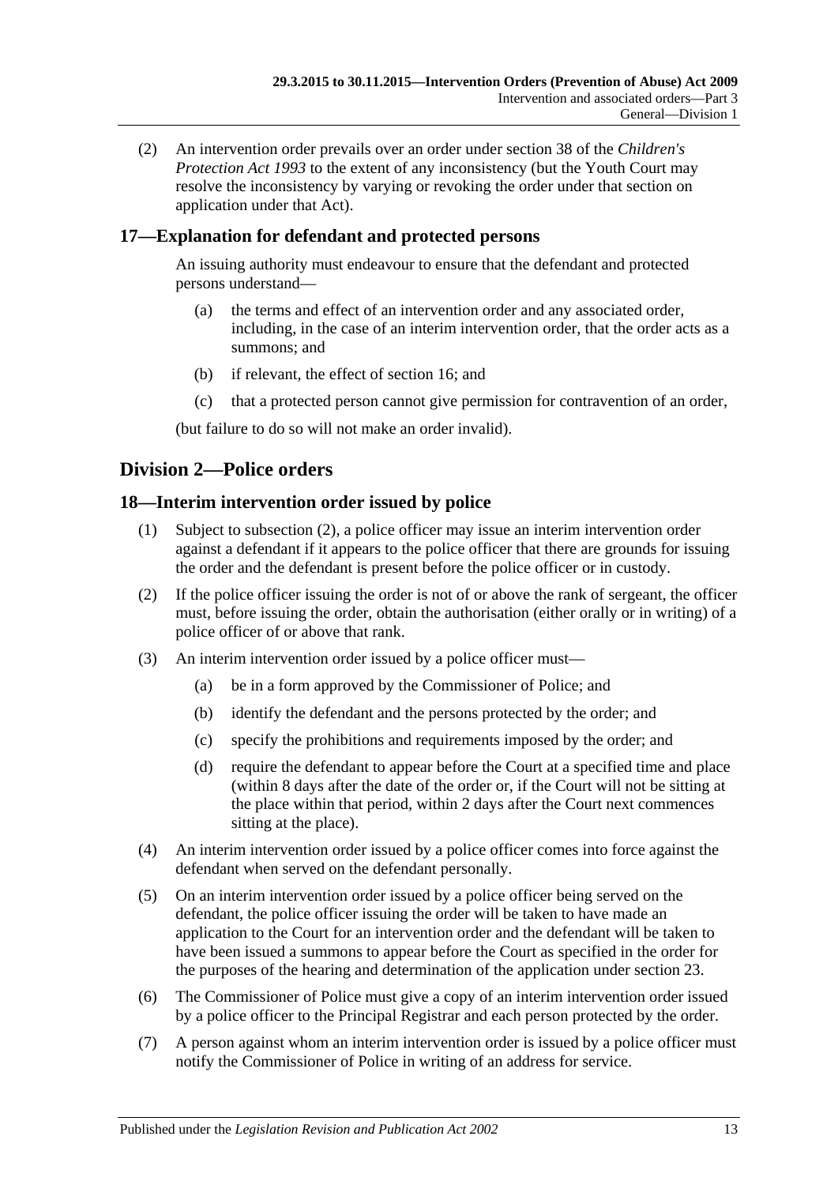(2) An intervention order prevails over an order under section 38 of the *Children's Protection Act 1993* to the extent of any inconsistency (but the Youth Court may resolve the inconsistency by varying or revoking the order under that section on application under that Act).

### 17—Explanation for defendant and protected persons

An issuing authority must endeavour to ensure that the defendant and protected persons understand—

(a) the terms and effect of an intervention order and any associated order, including, in the case of an interim intervention order, that the order acts as a summons; and

(b) if relevant, the effect of section 16; and

(c) that a protected person cannot give permission for contravention of an order,

(but failure to do so will not make an order invalid).

## Division 2—Police orders

### 18—Interim intervention order issued by police

(1) Subject to subsection (2), a police officer may issue an interim intervention order against a defendant if it appears to the police officer that there are grounds for issuing the order and the defendant is present before the police officer or in custody.

(2) If the police officer issuing the order is not of or above the rank of sergeant, the officer must, before issuing the order, obtain the authorisation (either orally or in writing) of a police officer of or above that rank.

(3) An interim intervention order issued by a police officer must—

(a) be in a form approved by the Commissioner of Police; and

(b) identify the defendant and the persons protected by the order; and

(c) specify the prohibitions and requirements imposed by the order; and

(d) require the defendant to appear before the Court at a specified time and place (within 8 days after the date of the order or, if the Court will not be sitting at the place within that period, within 2 days after the Court next commences sitting at the place).

(4) An interim intervention order issued by a police officer comes into force against the defendant when served on the defendant personally.

(5) On an interim intervention order issued by a police officer being served on the defendant, the police officer issuing the order will be taken to have made an application to the Court for an intervention order and the defendant will be taken to have been issued a summons to appear before the Court as specified in the order for the purposes of the hearing and determination of the application under section 23.

(6) The Commissioner of Police must give a copy of an interim intervention order issued by a police officer to the Principal Registrar and each person protected by the order.

(7) A person against whom an interim intervention order is issued by a police officer must notify the Commissioner of Police in writing of an address for service.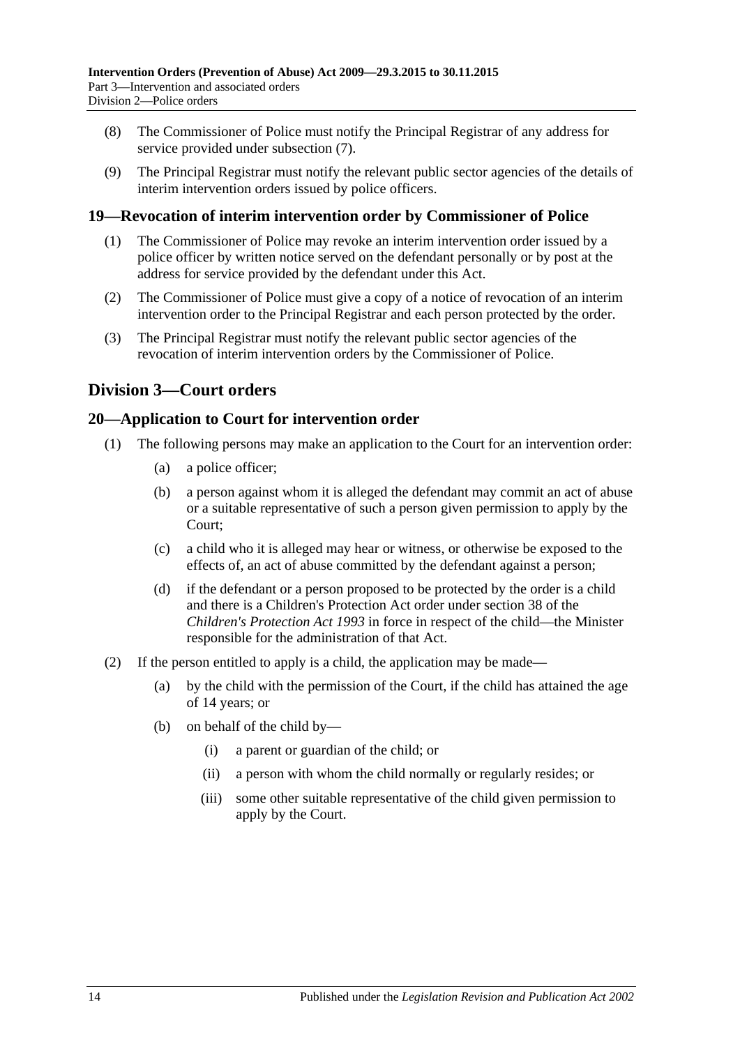(8) The Commissioner of Police must notify the Principal Registrar of any address for service provided under subsection (7).

(9) The Principal Registrar must notify the relevant public sector agencies of the details of interim intervention orders issued by police officers.

### 19—Revocation of interim intervention order by Commissioner of Police

(1) The Commissioner of Police may revoke an interim intervention order issued by a police officer by written notice served on the defendant personally or by post at the address for service provided by the defendant under this Act.

(2) The Commissioner of Police must give a copy of a notice of revocation of an interim intervention order to the Principal Registrar and each person protected by the order.

(3) The Principal Registrar must notify the relevant public sector agencies of the revocation of interim intervention orders by the Commissioner of Police.

## Division 3—Court orders

### 20—Application to Court for intervention order

(1) The following persons may make an application to the Court for an intervention order:

(a) a police officer;

(b) a person against whom it is alleged the defendant may commit an act of abuse or a suitable representative of such a person given permission to apply by the Court;

(c) a child who it is alleged may hear or witness, or otherwise be exposed to the effects of, an act of abuse committed by the defendant against a person;

(d) if the defendant or a person proposed to be protected by the order is a child and there is a Children's Protection Act order under section 38 of the *Children's Protection Act 1993* in force in respect of the child—the Minister responsible for the administration of that Act.

(2) If the person entitled to apply is a child, the application may be made—

(a) by the child with the permission of the Court, if the child has attained the age of 14 years; or

(b) on behalf of the child by—

(i) a parent or guardian of the child; or

(ii) a person with whom the child normally or regularly resides; or

(iii) some other suitable representative of the child given permission to apply by the Court.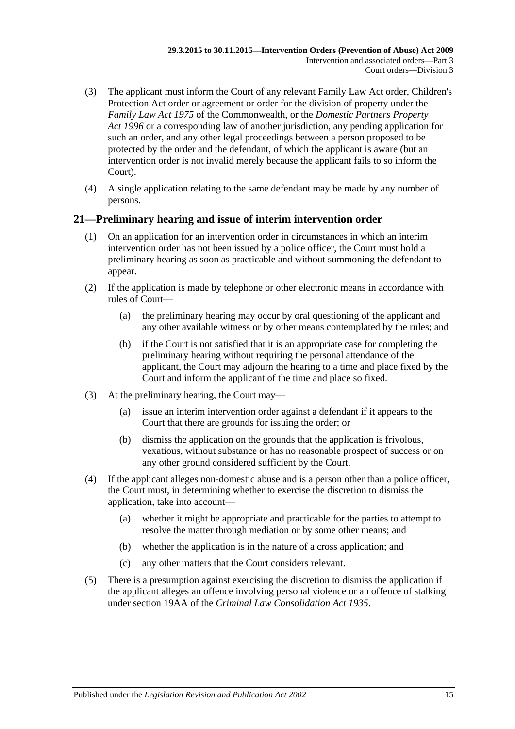(3) The applicant must inform the Court of any relevant Family Law Act order, Children's Protection Act order or agreement or order for the division of property under the *Family Law Act 1975* of the Commonwealth, or the *Domestic Partners Property Act 1996* or a corresponding law of another jurisdiction, any pending application for such an order, and any other legal proceedings between a person proposed to be protected by the order and the defendant, of which the applicant is aware (but an intervention order is not invalid merely because the applicant fails to so inform the Court).

(4) A single application relating to the same defendant may be made by any number of persons.

## 21—Preliminary hearing and issue of interim intervention order

(1) On an application for an intervention order in circumstances in which an interim intervention order has not been issued by a police officer, the Court must hold a preliminary hearing as soon as practicable and without summoning the defendant to appear.

(2) If the application is made by telephone or other electronic means in accordance with rules of Court—

(a) the preliminary hearing may occur by oral questioning of the applicant and any other available witness or by other means contemplated by the rules; and

(b) if the Court is not satisfied that it is an appropriate case for completing the preliminary hearing without requiring the personal attendance of the applicant, the Court may adjourn the hearing to a time and place fixed by the Court and inform the applicant of the time and place so fixed.

(3) At the preliminary hearing, the Court may—

(a) issue an interim intervention order against a defendant if it appears to the Court that there are grounds for issuing the order; or

(b) dismiss the application on the grounds that the application is frivolous, vexatious, without substance or has no reasonable prospect of success or on any other ground considered sufficient by the Court.

(4) If the applicant alleges non-domestic abuse and is a person other than a police officer, the Court must, in determining whether to exercise the discretion to dismiss the application, take into account—

(a) whether it might be appropriate and practicable for the parties to attempt to resolve the matter through mediation or by some other means; and

(b) whether the application is in the nature of a cross application; and

(c) any other matters that the Court considers relevant.

(5) There is a presumption against exercising the discretion to dismiss the application if the applicant alleges an offence involving personal violence or an offence of stalking under section 19AA of the *Criminal Law Consolidation Act 1935*.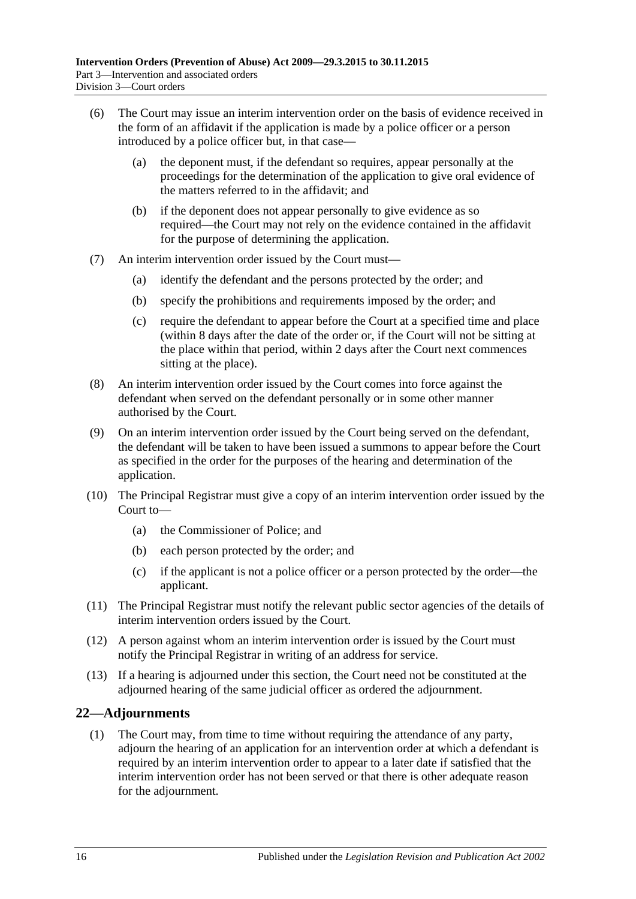(6) The Court may issue an interim intervention order on the basis of evidence received in the form of an affidavit if the application is made by a police officer or a person introduced by a police officer but, in that case—

(a) the deponent must, if the defendant so requires, appear personally at the proceedings for the determination of the application to give oral evidence of the matters referred to in the affidavit; and

(b) if the deponent does not appear personally to give evidence as so required—the Court may not rely on the evidence contained in the affidavit for the purpose of determining the application.

(7) An interim intervention order issued by the Court must—

(a) identify the defendant and the persons protected by the order; and

(b) specify the prohibitions and requirements imposed by the order; and

(c) require the defendant to appear before the Court at a specified time and place (within 8 days after the date of the order or, if the Court will not be sitting at the place within that period, within 2 days after the Court next commences sitting at the place).

(8) An interim intervention order issued by the Court comes into force against the defendant when served on the defendant personally or in some other manner authorised by the Court.

(9) On an interim intervention order issued by the Court being served on the defendant, the defendant will be taken to have been issued a summons to appear before the Court as specified in the order for the purposes of the hearing and determination of the application.

(10) The Principal Registrar must give a copy of an interim intervention order issued by the Court to—

(a) the Commissioner of Police; and

(b) each person protected by the order; and

(c) if the applicant is not a police officer or a person protected by the order—the applicant.

(11) The Principal Registrar must notify the relevant public sector agencies of the details of interim intervention orders issued by the Court.

(12) A person against whom an interim intervention order is issued by the Court must notify the Principal Registrar in writing of an address for service.

(13) If a hearing is adjourned under this section, the Court need not be constituted at the adjourned hearing of the same judicial officer as ordered the adjournment.

## 22—Adjournments

(1) The Court may, from time to time without requiring the attendance of any party, adjourn the hearing of an application for an intervention order at which a defendant is required by an interim intervention order to appear to a later date if satisfied that the interim intervention order has not been served or that there is other adequate reason for the adjournment.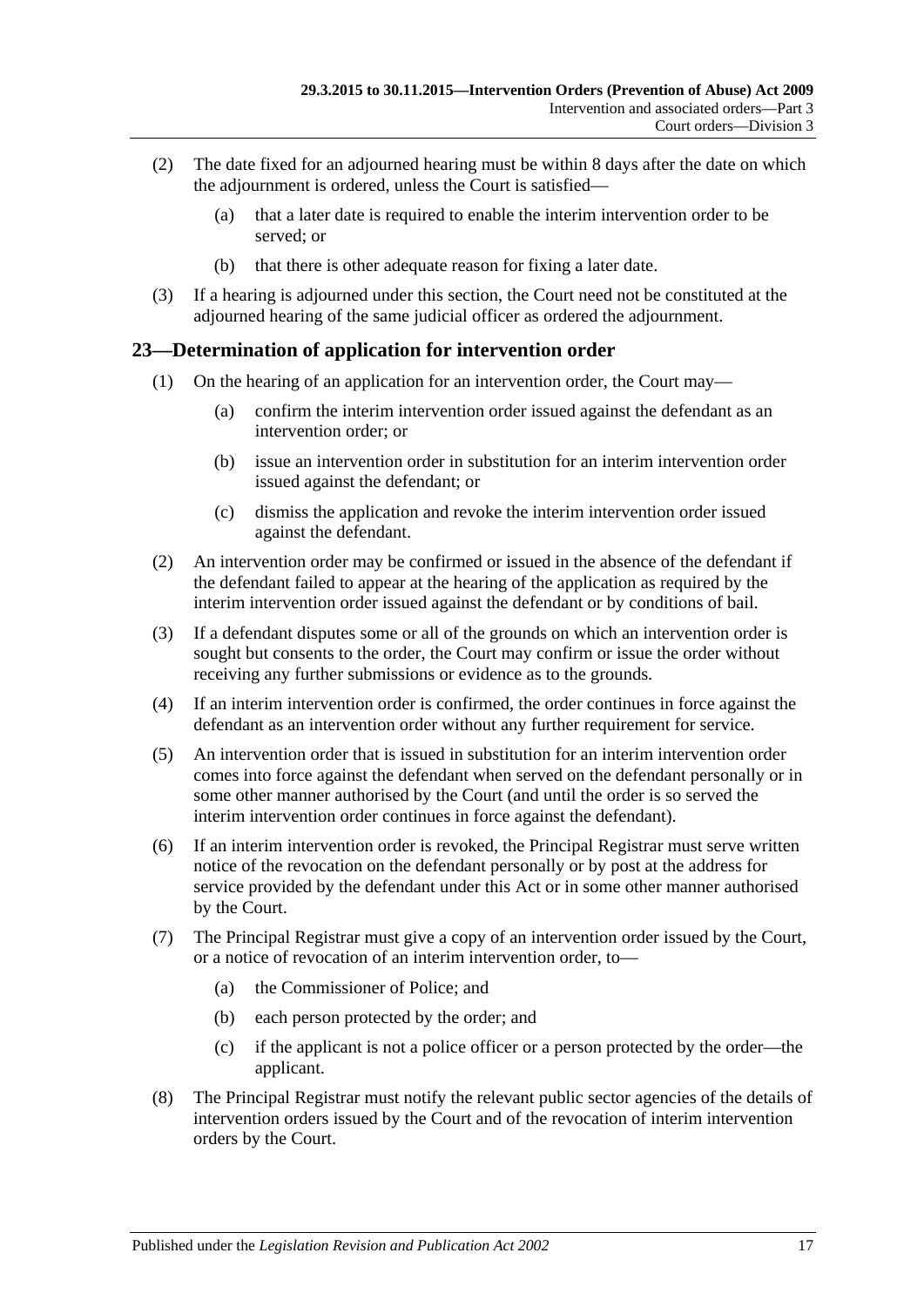(2) The date fixed for an adjourned hearing must be within 8 days after the date on which the adjournment is ordered, unless the Court is satisfied—

(a) that a later date is required to enable the interim intervention order to be served; or

(b) that there is other adequate reason for fixing a later date.

(3) If a hearing is adjourned under this section, the Court need not be constituted at the adjourned hearing of the same judicial officer as ordered the adjournment.

## 23—Determination of application for intervention order

(1) On the hearing of an application for an intervention order, the Court may—

(a) confirm the interim intervention order issued against the defendant as an intervention order; or

(b) issue an intervention order in substitution for an interim intervention order issued against the defendant; or

(c) dismiss the application and revoke the interim intervention order issued against the defendant.

(2) An intervention order may be confirmed or issued in the absence of the defendant if the defendant failed to appear at the hearing of the application as required by the interim intervention order issued against the defendant or by conditions of bail.

(3) If a defendant disputes some or all of the grounds on which an intervention order is sought but consents to the order, the Court may confirm or issue the order without receiving any further submissions or evidence as to the grounds.

(4) If an interim intervention order is confirmed, the order continues in force against the defendant as an intervention order without any further requirement for service.

(5) An intervention order that is issued in substitution for an interim intervention order comes into force against the defendant when served on the defendant personally or in some other manner authorised by the Court (and until the order is so served the interim intervention order continues in force against the defendant).

(6) If an interim intervention order is revoked, the Principal Registrar must serve written notice of the revocation on the defendant personally or by post at the address for service provided by the defendant under this Act or in some other manner authorised by the Court.

(7) The Principal Registrar must give a copy of an intervention order issued by the Court, or a notice of revocation of an interim intervention order, to—

(a) the Commissioner of Police; and

(b) each person protected by the order; and

(c) if the applicant is not a police officer or a person protected by the order—the applicant.

(8) The Principal Registrar must notify the relevant public sector agencies of the details of intervention orders issued by the Court and of the revocation of interim intervention orders by the Court.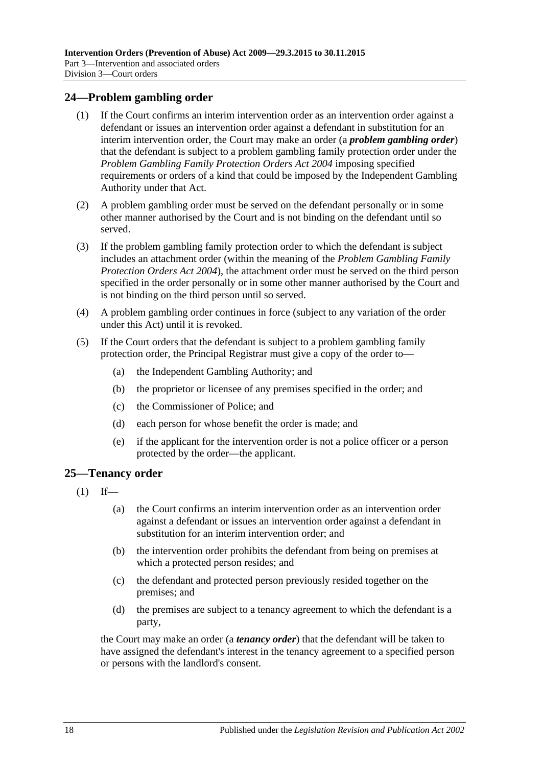## 24—Problem gambling order

(1) If the Court confirms an interim intervention order as an intervention order against a defendant or issues an intervention order against a defendant in substitution for an interim intervention order, the Court may make an order (a ***problem gambling order***) that the defendant is subject to a problem gambling family protection order under the *Problem Gambling Family Protection Orders Act 2004* imposing specified requirements or orders of a kind that could be imposed by the Independent Gambling Authority under that Act.

(2) A problem gambling order must be served on the defendant personally or in some other manner authorised by the Court and is not binding on the defendant until so served.

(3) If the problem gambling family protection order to which the defendant is subject includes an attachment order (within the meaning of the *Problem Gambling Family Protection Orders Act 2004*), the attachment order must be served on the third person specified in the order personally or in some other manner authorised by the Court and is not binding on the third person until so served.

(4) A problem gambling order continues in force (subject to any variation of the order under this Act) until it is revoked.

(5) If the Court orders that the defendant is subject to a problem gambling family protection order, the Principal Registrar must give a copy of the order to—

- (a) the Independent Gambling Authority; and
- (b) the proprietor or licensee of any premises specified in the order; and
- (c) the Commissioner of Police; and
- (d) each person for whose benefit the order is made; and
- (e) if the applicant for the intervention order is not a police officer or a person protected by the order—the applicant.

## 25—Tenancy order

(1) If—

- (a) the Court confirms an interim intervention order as an intervention order against a defendant or issues an intervention order against a defendant in substitution for an interim intervention order; and
- (b) the intervention order prohibits the defendant from being on premises at which a protected person resides; and
- (c) the defendant and protected person previously resided together on the premises; and
- (d) the premises are subject to a tenancy agreement to which the defendant is a party,

the Court may make an order (a ***tenancy order***) that the defendant will be taken to have assigned the defendant's interest in the tenancy agreement to a specified person or persons with the landlord's consent.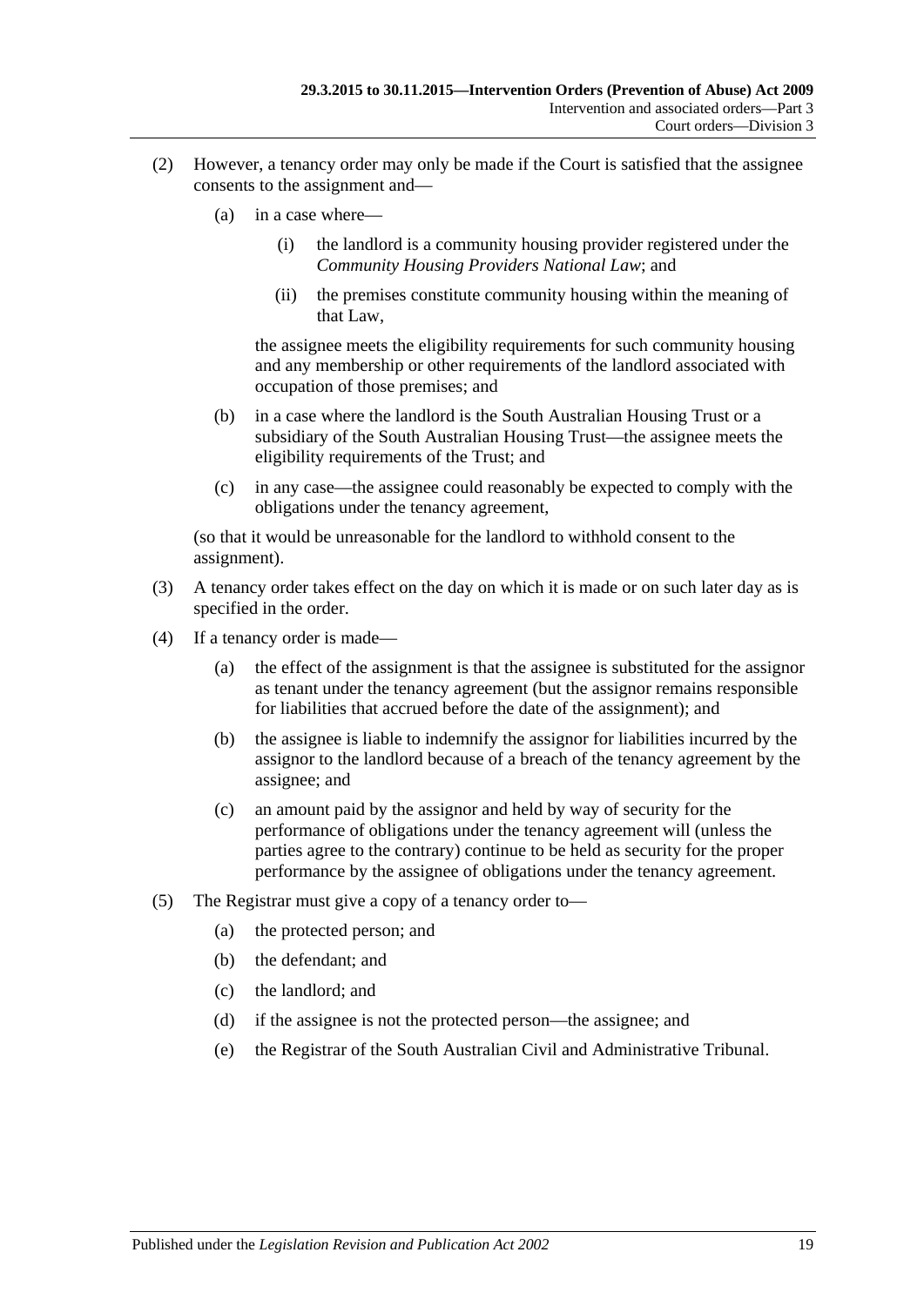(2) However, a tenancy order may only be made if the Court is satisfied that the assignee consents to the assignment and—

(a) in a case where—

(i) the landlord is a community housing provider registered under the *Community Housing Providers National Law*; and

(ii) the premises constitute community housing within the meaning of that Law,

the assignee meets the eligibility requirements for such community housing and any membership or other requirements of the landlord associated with occupation of those premises; and

(b) in a case where the landlord is the South Australian Housing Trust or a subsidiary of the South Australian Housing Trust—the assignee meets the eligibility requirements of the Trust; and

(c) in any case—the assignee could reasonably be expected to comply with the obligations under the tenancy agreement,

(so that it would be unreasonable for the landlord to withhold consent to the assignment).

(3) A tenancy order takes effect on the day on which it is made or on such later day as is specified in the order.

(4) If a tenancy order is made—

(a) the effect of the assignment is that the assignee is substituted for the assignor as tenant under the tenancy agreement (but the assignor remains responsible for liabilities that accrued before the date of the assignment); and

(b) the assignee is liable to indemnify the assignor for liabilities incurred by the assignor to the landlord because of a breach of the tenancy agreement by the assignee; and

(c) an amount paid by the assignor and held by way of security for the performance of obligations under the tenancy agreement will (unless the parties agree to the contrary) continue to be held as security for the proper performance by the assignee of obligations under the tenancy agreement.

(5) The Registrar must give a copy of a tenancy order to—

(a) the protected person; and

(b) the defendant; and

(c) the landlord; and

(d) if the assignee is not the protected person—the assignee; and

(e) the Registrar of the South Australian Civil and Administrative Tribunal.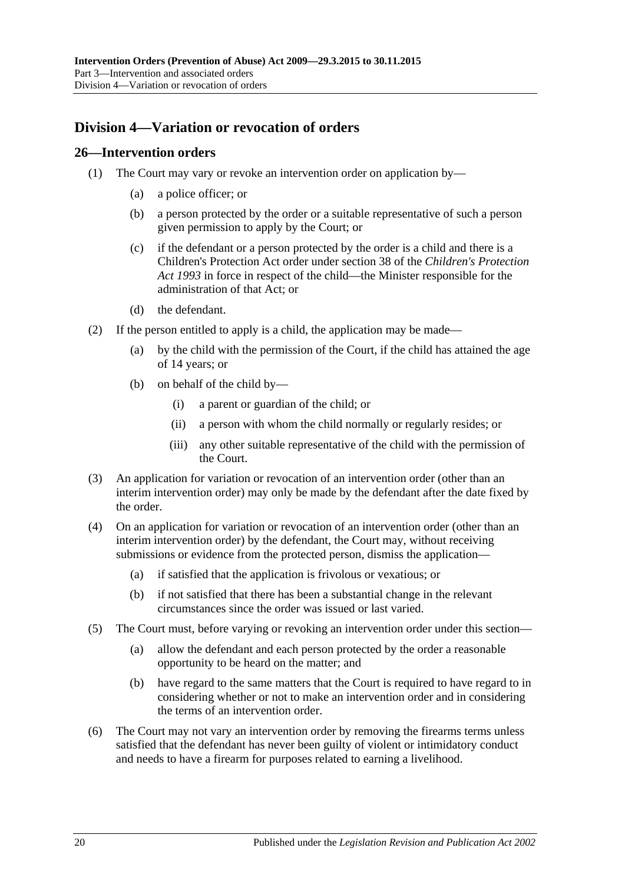## Division 4—Variation or revocation of orders

### 26—Intervention orders

(1) The Court may vary or revoke an intervention order on application by—

(a) a police officer; or

(b) a person protected by the order or a suitable representative of such a person given permission to apply by the Court; or

(c) if the defendant or a person protected by the order is a child and there is a Children's Protection Act order under section 38 of the *Children's Protection Act 1993* in force in respect of the child—the Minister responsible for the administration of that Act; or

(d) the defendant.

(2) If the person entitled to apply is a child, the application may be made—

(a) by the child with the permission of the Court, if the child has attained the age of 14 years; or

(b) on behalf of the child by—

(i) a parent or guardian of the child; or

(ii) a person with whom the child normally or regularly resides; or

(iii) any other suitable representative of the child with the permission of the Court.

(3) An application for variation or revocation of an intervention order (other than an interim intervention order) may only be made by the defendant after the date fixed by the order.

(4) On an application for variation or revocation of an intervention order (other than an interim intervention order) by the defendant, the Court may, without receiving submissions or evidence from the protected person, dismiss the application—

(a) if satisfied that the application is frivolous or vexatious; or

(b) if not satisfied that there has been a substantial change in the relevant circumstances since the order was issued or last varied.

(5) The Court must, before varying or revoking an intervention order under this section—

(a) allow the defendant and each person protected by the order a reasonable opportunity to be heard on the matter; and

(b) have regard to the same matters that the Court is required to have regard to in considering whether or not to make an intervention order and in considering the terms of an intervention order.

(6) The Court may not vary an intervention order by removing the firearms terms unless satisfied that the defendant has never been guilty of violent or intimidatory conduct and needs to have a firearm for purposes related to earning a livelihood.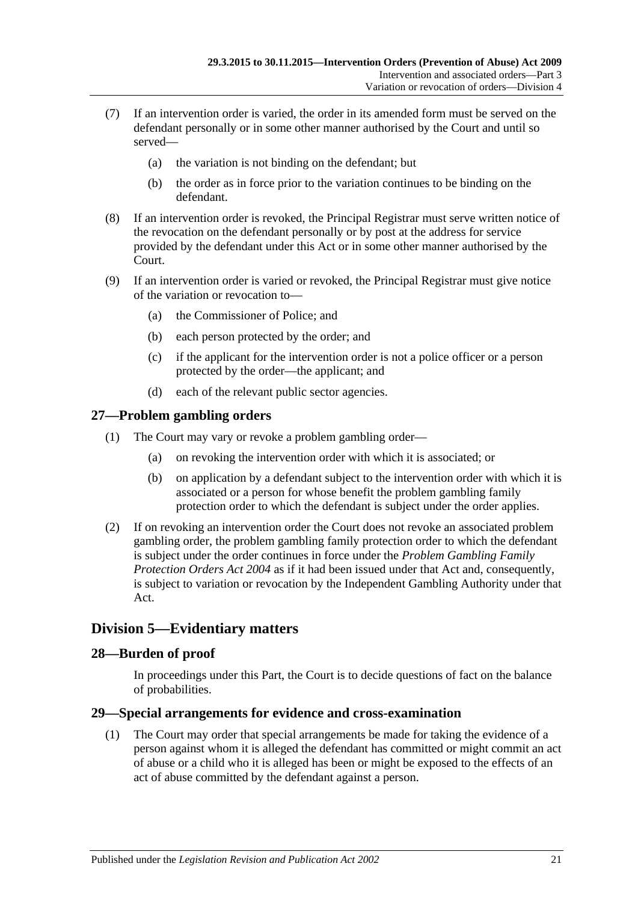(7) If an intervention order is varied, the order in its amended form must be served on the defendant personally or in some other manner authorised by the Court and until so served—

(a) the variation is not binding on the defendant; but

(b) the order as in force prior to the variation continues to be binding on the defendant.

(8) If an intervention order is revoked, the Principal Registrar must serve written notice of the revocation on the defendant personally or by post at the address for service provided by the defendant under this Act or in some other manner authorised by the Court.

(9) If an intervention order is varied or revoked, the Principal Registrar must give notice of the variation or revocation to—

(a) the Commissioner of Police; and

(b) each person protected by the order; and

(c) if the applicant for the intervention order is not a police officer or a person protected by the order—the applicant; and

(d) each of the relevant public sector agencies.

## 27—Problem gambling orders

(1) The Court may vary or revoke a problem gambling order—

(a) on revoking the intervention order with which it is associated; or

(b) on application by a defendant subject to the intervention order with which it is associated or a person for whose benefit the problem gambling family protection order to which the defendant is subject under the order applies.

(2) If on revoking an intervention order the Court does not revoke an associated problem gambling order, the problem gambling family protection order to which the defendant is subject under the order continues in force under the *Problem Gambling Family Protection Orders Act 2004* as if it had been issued under that Act and, consequently, is subject to variation or revocation by the Independent Gambling Authority under that Act.

# Division 5—Evidentiary matters

## 28—Burden of proof

In proceedings under this Part, the Court is to decide questions of fact on the balance of probabilities.

## 29—Special arrangements for evidence and cross-examination

(1) The Court may order that special arrangements be made for taking the evidence of a person against whom it is alleged the defendant has committed or might commit an act of abuse or a child who it is alleged has been or might be exposed to the effects of an act of abuse committed by the defendant against a person.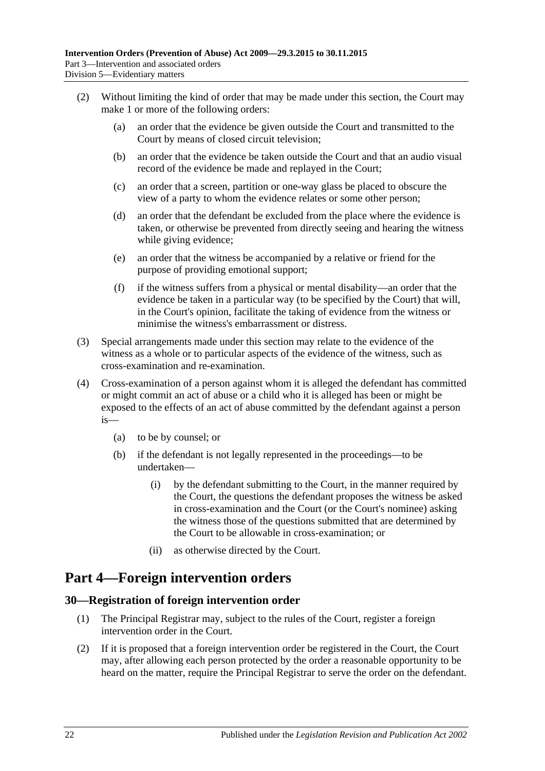(2) Without limiting the kind of order that may be made under this section, the Court may make 1 or more of the following orders:

(a) an order that the evidence be given outside the Court and transmitted to the Court by means of closed circuit television;

(b) an order that the evidence be taken outside the Court and that an audio visual record of the evidence be made and replayed in the Court;

(c) an order that a screen, partition or one-way glass be placed to obscure the view of a party to whom the evidence relates or some other person;

(d) an order that the defendant be excluded from the place where the evidence is taken, or otherwise be prevented from directly seeing and hearing the witness while giving evidence;

(e) an order that the witness be accompanied by a relative or friend for the purpose of providing emotional support;

(f) if the witness suffers from a physical or mental disability—an order that the evidence be taken in a particular way (to be specified by the Court) that will, in the Court's opinion, facilitate the taking of evidence from the witness or minimise the witness's embarrassment or distress.

(3) Special arrangements made under this section may relate to the evidence of the witness as a whole or to particular aspects of the evidence of the witness, such as cross-examination and re-examination.

(4) Cross-examination of a person against whom it is alleged the defendant has committed or might commit an act of abuse or a child who it is alleged has been or might be exposed to the effects of an act of abuse committed by the defendant against a person is—

(a) to be by counsel; or

(b) if the defendant is not legally represented in the proceedings—to be undertaken—

(i) by the defendant submitting to the Court, in the manner required by the Court, the questions the defendant proposes the witness be asked in cross-examination and the Court (or the Court's nominee) asking the witness those of the questions submitted that are determined by the Court to be allowable in cross-examination; or

(ii) as otherwise directed by the Court.

# Part 4—Foreign intervention orders

## 30—Registration of foreign intervention order

(1) The Principal Registrar may, subject to the rules of the Court, register a foreign intervention order in the Court.

(2) If it is proposed that a foreign intervention order be registered in the Court, the Court may, after allowing each person protected by the order a reasonable opportunity to be heard on the matter, require the Principal Registrar to serve the order on the defendant.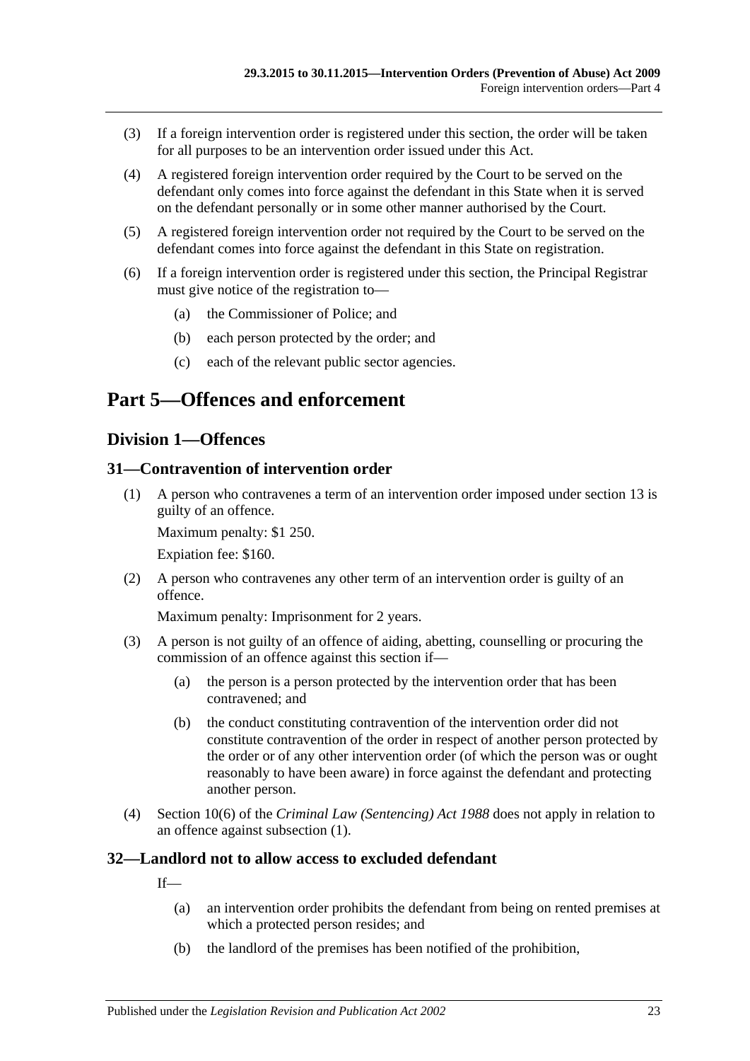(3) If a foreign intervention order is registered under this section, the order will be taken for all purposes to be an intervention order issued under this Act.

(4) A registered foreign intervention order required by the Court to be served on the defendant only comes into force against the defendant in this State when it is served on the defendant personally or in some other manner authorised by the Court.

(5) A registered foreign intervention order not required by the Court to be served on the defendant comes into force against the defendant in this State on registration.

(6) If a foreign intervention order is registered under this section, the Principal Registrar must give notice of the registration to—

(a) the Commissioner of Police; and

(b) each person protected by the order; and

(c) each of the relevant public sector agencies.

# Part 5—Offences and enforcement

## Division 1—Offences

### 31—Contravention of intervention order

(1) A person who contravenes a term of an intervention order imposed under section 13 is guilty of an offence.

Maximum penalty: $1 250.

Expiation fee: $160.

(2) A person who contravenes any other term of an intervention order is guilty of an offence.

Maximum penalty: Imprisonment for 2 years.

(3) A person is not guilty of an offence of aiding, abetting, counselling or procuring the commission of an offence against this section if—

(a) the person is a person protected by the intervention order that has been contravened; and

(b) the conduct constituting contravention of the intervention order did not constitute contravention of the order in respect of another person protected by the order or of any other intervention order (of which the person was or ought reasonably to have been aware) in force against the defendant and protecting another person.

(4) Section 10(6) of the *Criminal Law (Sentencing) Act 1988* does not apply in relation to an offence against subsection (1).

### 32—Landlord not to allow access to excluded defendant

If—

(a) an intervention order prohibits the defendant from being on rented premises at which a protected person resides; and

(b) the landlord of the premises has been notified of the prohibition,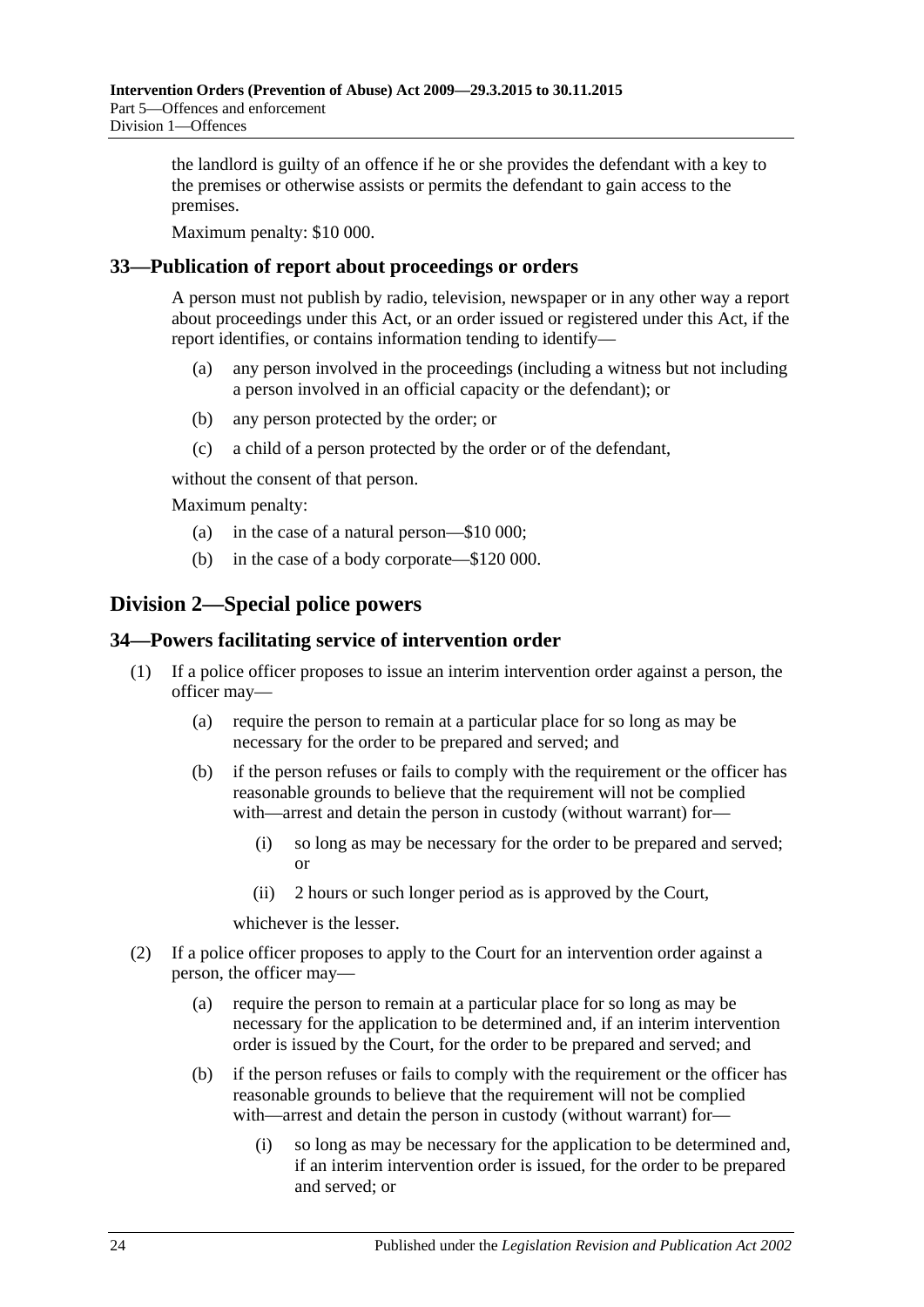the landlord is guilty of an offence if he or she provides the defendant with a key to the premises or otherwise assists or permits the defendant to gain access to the premises.

Maximum penalty: $10 000.

## 33—Publication of report about proceedings or orders

A person must not publish by radio, television, newspaper or in any other way a report about proceedings under this Act, or an order issued or registered under this Act, if the report identifies, or contains information tending to identify—

(a) any person involved in the proceedings (including a witness but not including a person involved in an official capacity or the defendant); or

(b) any person protected by the order; or

(c) a child of a person protected by the order or of the defendant,

without the consent of that person.

Maximum penalty:

(a) in the case of a natural person—$10 000;

(b) in the case of a body corporate—$120 000.

# Division 2—Special police powers

## 34—Powers facilitating service of intervention order

(1) If a police officer proposes to issue an interim intervention order against a person, the officer may—

(a) require the person to remain at a particular place for so long as may be necessary for the order to be prepared and served; and

(b) if the person refuses or fails to comply with the requirement or the officer has reasonable grounds to believe that the requirement will not be complied with—arrest and detain the person in custody (without warrant) for—

(i) so long as may be necessary for the order to be prepared and served; or

(ii) 2 hours or such longer period as is approved by the Court,

whichever is the lesser.

(2) If a police officer proposes to apply to the Court for an intervention order against a person, the officer may—

(a) require the person to remain at a particular place for so long as may be necessary for the application to be determined and, if an interim intervention order is issued by the Court, for the order to be prepared and served; and

(b) if the person refuses or fails to comply with the requirement or the officer has reasonable grounds to believe that the requirement will not be complied with—arrest and detain the person in custody (without warrant) for—

(i) so long as may be necessary for the application to be determined and, if an interim intervention order is issued, for the order to be prepared and served; or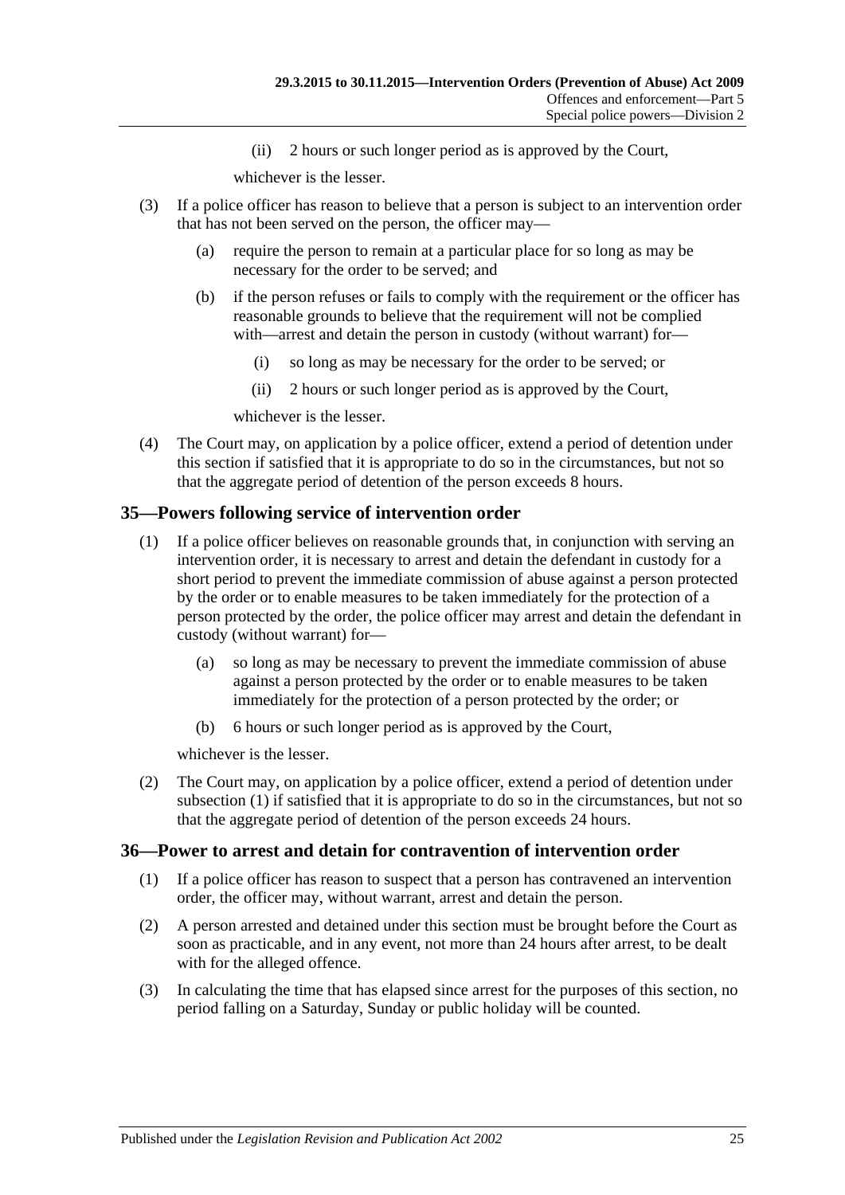(ii) 2 hours or such longer period as is approved by the Court,

whichever is the lesser.

(3) If a police officer has reason to believe that a person is subject to an intervention order that has not been served on the person, the officer may—

(a) require the person to remain at a particular place for so long as may be necessary for the order to be served; and

(b) if the person refuses or fails to comply with the requirement or the officer has reasonable grounds to believe that the requirement will not be complied with—arrest and detain the person in custody (without warrant) for—

(i) so long as may be necessary for the order to be served; or

(ii) 2 hours or such longer period as is approved by the Court,

whichever is the lesser.

(4) The Court may, on application by a police officer, extend a period of detention under this section if satisfied that it is appropriate to do so in the circumstances, but not so that the aggregate period of detention of the person exceeds 8 hours.

## 35—Powers following service of intervention order

(1) If a police officer believes on reasonable grounds that, in conjunction with serving an intervention order, it is necessary to arrest and detain the defendant in custody for a short period to prevent the immediate commission of abuse against a person protected by the order or to enable measures to be taken immediately for the protection of a person protected by the order, the police officer may arrest and detain the defendant in custody (without warrant) for—

(a) so long as may be necessary to prevent the immediate commission of abuse against a person protected by the order or to enable measures to be taken immediately for the protection of a person protected by the order; or

(b) 6 hours or such longer period as is approved by the Court,

whichever is the lesser.

(2) The Court may, on application by a police officer, extend a period of detention under subsection (1) if satisfied that it is appropriate to do so in the circumstances, but not so that the aggregate period of detention of the person exceeds 24 hours.

## 36—Power to arrest and detain for contravention of intervention order

(1) If a police officer has reason to suspect that a person has contravened an intervention order, the officer may, without warrant, arrest and detain the person.

(2) A person arrested and detained under this section must be brought before the Court as soon as practicable, and in any event, not more than 24 hours after arrest, to be dealt with for the alleged offence.

(3) In calculating the time that has elapsed since arrest for the purposes of this section, no period falling on a Saturday, Sunday or public holiday will be counted.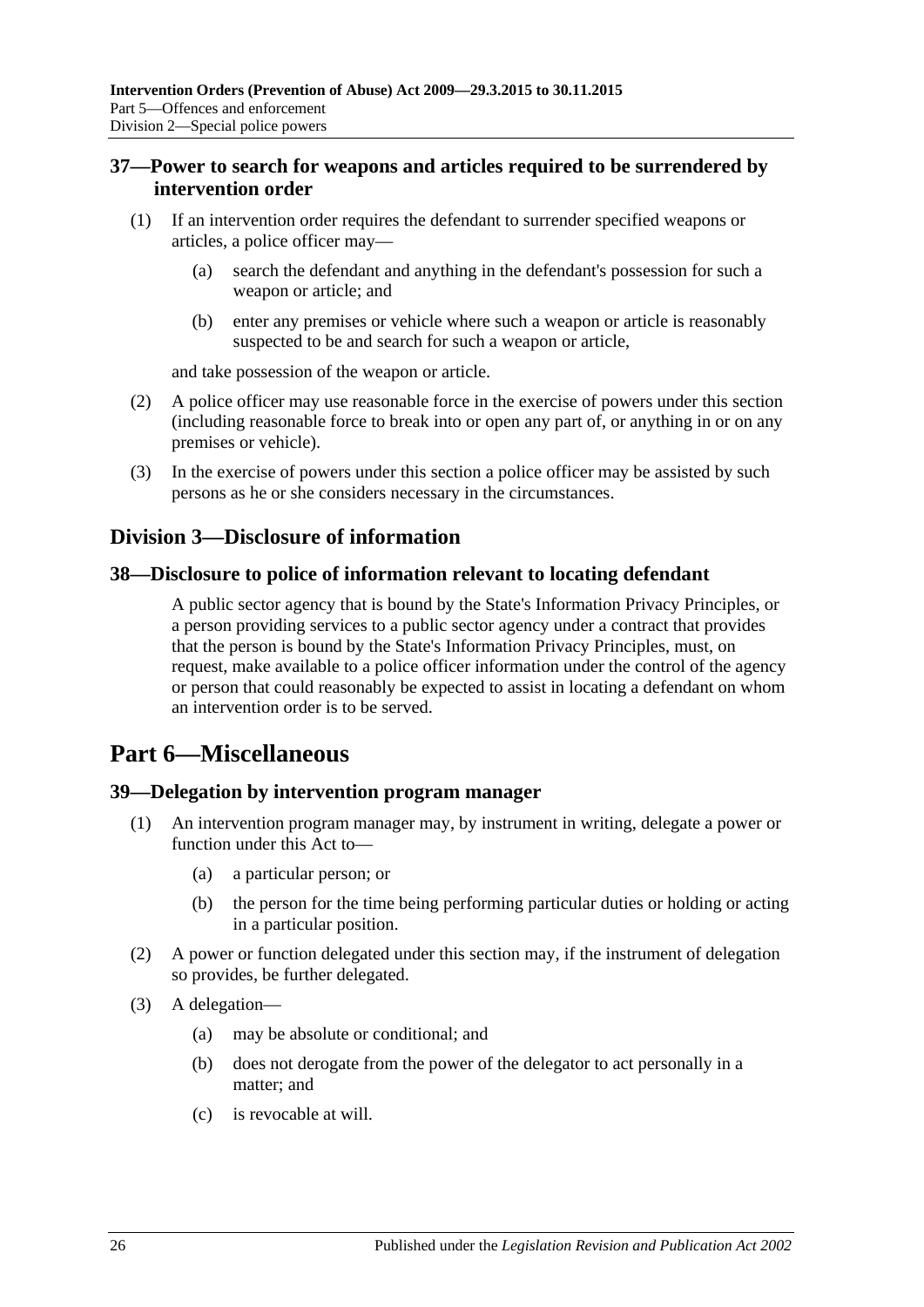### 37—Power to search for weapons and articles required to be surrendered by intervention order

(1) If an intervention order requires the defendant to surrender specified weapons or articles, a police officer may—

(a) search the defendant and anything in the defendant's possession for such a weapon or article; and

(b) enter any premises or vehicle where such a weapon or article is reasonably suspected to be and search for such a weapon or article,

and take possession of the weapon or article.

(2) A police officer may use reasonable force in the exercise of powers under this section (including reasonable force to break into or open any part of, or anything in or on any premises or vehicle).

(3) In the exercise of powers under this section a police officer may be assisted by such persons as he or she considers necessary in the circumstances.

## Division 3—Disclosure of information

### 38—Disclosure to police of information relevant to locating defendant

A public sector agency that is bound by the State's Information Privacy Principles, or a person providing services to a public sector agency under a contract that provides that the person is bound by the State's Information Privacy Principles, must, on request, make available to a police officer information under the control of the agency or person that could reasonably be expected to assist in locating a defendant on whom an intervention order is to be served.

# Part 6—Miscellaneous

### 39—Delegation by intervention program manager

(1) An intervention program manager may, by instrument in writing, delegate a power or function under this Act to—

(a) a particular person; or

(b) the person for the time being performing particular duties or holding or acting in a particular position.

(2) A power or function delegated under this section may, if the instrument of delegation so provides, be further delegated.

(3) A delegation—

(a) may be absolute or conditional; and

(b) does not derogate from the power of the delegator to act personally in a matter; and

(c) is revocable at will.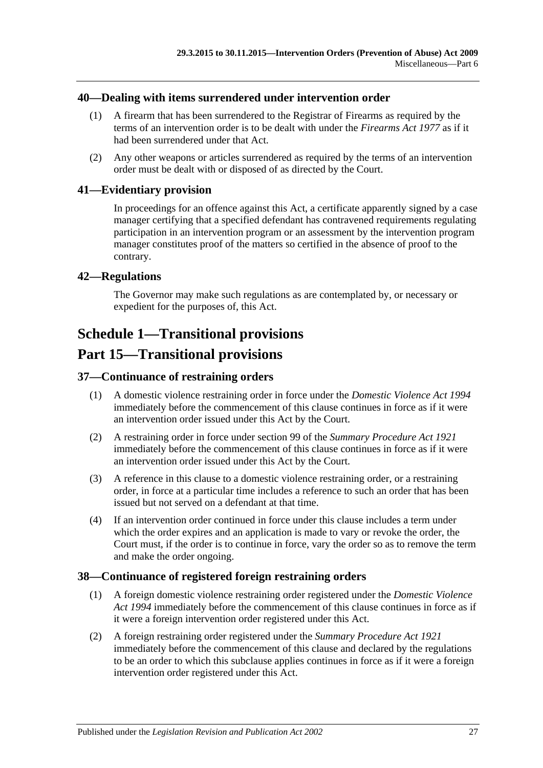## 40—Dealing with items surrendered under intervention order

(1) A firearm that has been surrendered to the Registrar of Firearms as required by the terms of an intervention order is to be dealt with under the *Firearms Act 1977* as if it had been surrendered under that Act.

(2) Any other weapons or articles surrendered as required by the terms of an intervention order must be dealt with or disposed of as directed by the Court.

## 41—Evidentiary provision

In proceedings for an offence against this Act, a certificate apparently signed by a case manager certifying that a specified defendant has contravened requirements regulating participation in an intervention program or an assessment by the intervention program manager constitutes proof of the matters so certified in the absence of proof to the contrary.

## 42—Regulations

The Governor may make such regulations as are contemplated by, or necessary or expedient for the purposes of, this Act.

# Schedule 1—Transitional provisions

# Part 15—Transitional provisions

## 37—Continuance of restraining orders

(1) A domestic violence restraining order in force under the *Domestic Violence Act 1994* immediately before the commencement of this clause continues in force as if it were an intervention order issued under this Act by the Court.

(2) A restraining order in force under section 99 of the *Summary Procedure Act 1921* immediately before the commencement of this clause continues in force as if it were an intervention order issued under this Act by the Court.

(3) A reference in this clause to a domestic violence restraining order, or a restraining order, in force at a particular time includes a reference to such an order that has been issued but not served on a defendant at that time.

(4) If an intervention order continued in force under this clause includes a term under which the order expires and an application is made to vary or revoke the order, the Court must, if the order is to continue in force, vary the order so as to remove the term and make the order ongoing.

## 38—Continuance of registered foreign restraining orders

(1) A foreign domestic violence restraining order registered under the *Domestic Violence Act 1994* immediately before the commencement of this clause continues in force as if it were a foreign intervention order registered under this Act.

(2) A foreign restraining order registered under the *Summary Procedure Act 1921* immediately before the commencement of this clause and declared by the regulations to be an order to which this subclause applies continues in force as if it were a foreign intervention order registered under this Act.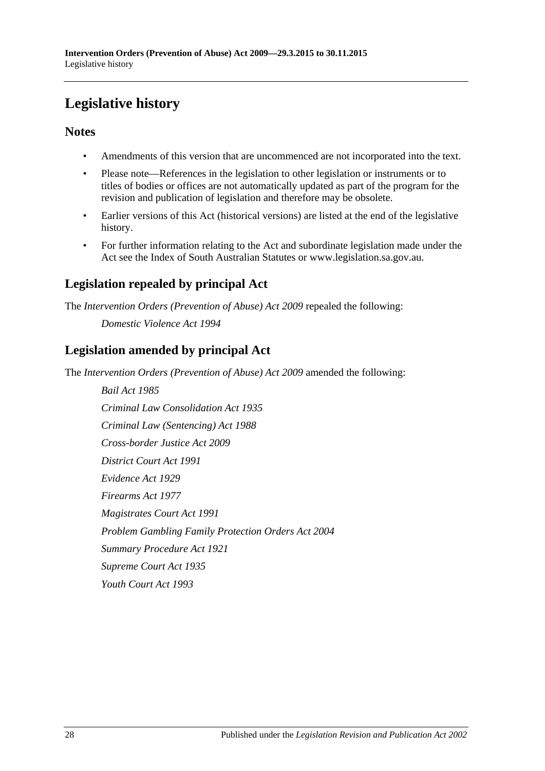# Legislative history

## Notes

- Amendments of this version that are uncommenced are not incorporated into the text.
- Please note—References in the legislation to other legislation or instruments or to titles of bodies or offices are not automatically updated as part of the program for the revision and publication of legislation and therefore may be obsolete.
- Earlier versions of this Act (historical versions) are listed at the end of the legislative history.
- For further information relating to the Act and subordinate legislation made under the Act see the Index of South Australian Statutes or www.legislation.sa.gov.au.

## Legislation repealed by principal Act

The *Intervention Orders (Prevention of Abuse) Act 2009* repealed the following:

*Domestic Violence Act 1994*

## Legislation amended by principal Act

The *Intervention Orders (Prevention of Abuse) Act 2009* amended the following:

*Bail Act 1985*

*Criminal Law Consolidation Act 1935*

*Criminal Law (Sentencing) Act 1988*

*Cross-border Justice Act 2009*

*District Court Act 1991*

*Evidence Act 1929*

*Firearms Act 1977*

*Magistrates Court Act 1991*

*Problem Gambling Family Protection Orders Act 2004*

*Summary Procedure Act 1921*

*Supreme Court Act 1935*

*Youth Court Act 1993*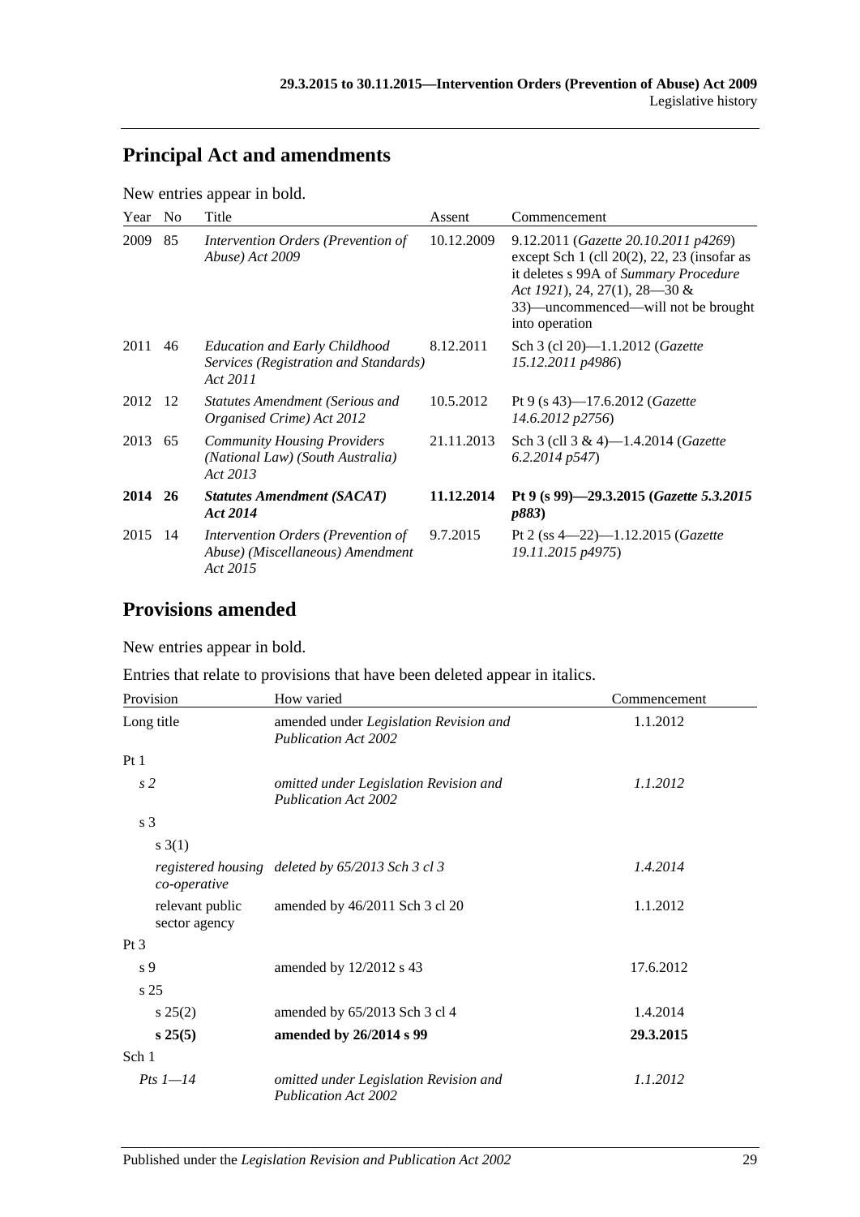## Principal Act and amendments

New entries appear in bold.

| Year | No | Title | Assent | Commencement |
|---|---|---|---|---|
| 2009 | 85 | *Intervention Orders (Prevention of Abuse) Act 2009* | 10.12.2009 | 9.12.2011 (*Gazette 20.10.2011 p4269*) except Sch 1 (cll 20(2), 22, 23 (insofar as it deletes s 99A of *Summary Procedure Act 1921*), 24, 27(1), 28—30 & 33)—uncommenced—will not be brought into operation |
| 2011 | 46 | *Education and Early Childhood Services (Registration and Standards) Act 2011* | 8.12.2011 | Sch 3 (cl 20)—1.1.2012 (*Gazette 15.12.2011 p4986*) |
| 2012 | 12 | *Statutes Amendment (Serious and Organised Crime) Act 2012* | 10.5.2012 | Pt 9 (s 43)—17.6.2012 (*Gazette 14.6.2012 p2756*) |
| 2013 | 65 | *Community Housing Providers (National Law) (South Australia) Act 2013* | 21.11.2013 | Sch 3 (cll 3 & 4)—1.4.2014 (*Gazette 6.2.2014 p547*) |
| **2014** | **26** | ***Statutes Amendment (SACAT) Act 2014*** | **11.12.2014** | **Pt 9 (s 99)—29.3.2015 (*Gazette 5.3.2015 p883*)** |
| 2015 | 14 | *Intervention Orders (Prevention of Abuse) (Miscellaneous) Amendment Act 2015* | 9.7.2015 | Pt 2 (ss 4—22)—1.12.2015 (*Gazette 19.11.2015 p4975*) |

## Provisions amended

New entries appear in bold.

Entries that relate to provisions that have been deleted appear in italics.

| Provision | How varied | Commencement |
|---|---|---|
| Long title | amended under *Legislation Revision and Publication Act 2002* | 1.1.2012 |
| Pt 1 | | |
| *s 2* | *omitted under Legislation Revision and Publication Act 2002* | *1.1.2012* |
| s 3 | | |
| s 3(1) | | |
| *registered housing co-operative* | *deleted by 65/2013 Sch 3 cl 3* | *1.4.2014* |
| relevant public sector agency | amended by 46/2011 Sch 3 cl 20 | 1.1.2012 |
| Pt 3 | | |
| s 9 | amended by 12/2012 s 43 | 17.6.2012 |
| s 25 | | |
| s 25(2) | amended by 65/2013 Sch 3 cl 4 | 1.4.2014 |
| **s 25(5)** | **amended by 26/2014 s 99** | **29.3.2015** |
| Sch 1 | | |
| *Pts 1—14* | *omitted under Legislation Revision and Publication Act 2002* | *1.1.2012* |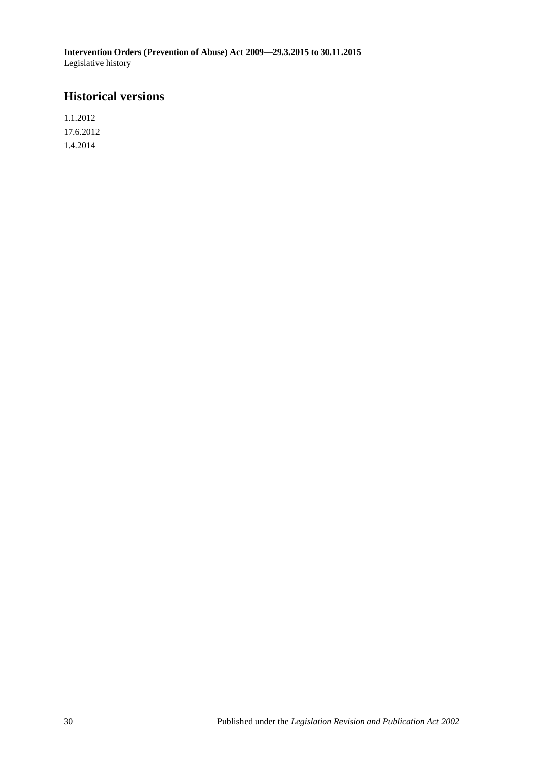## Historical versions

1.1.2012

17.6.2012

1.4.2014